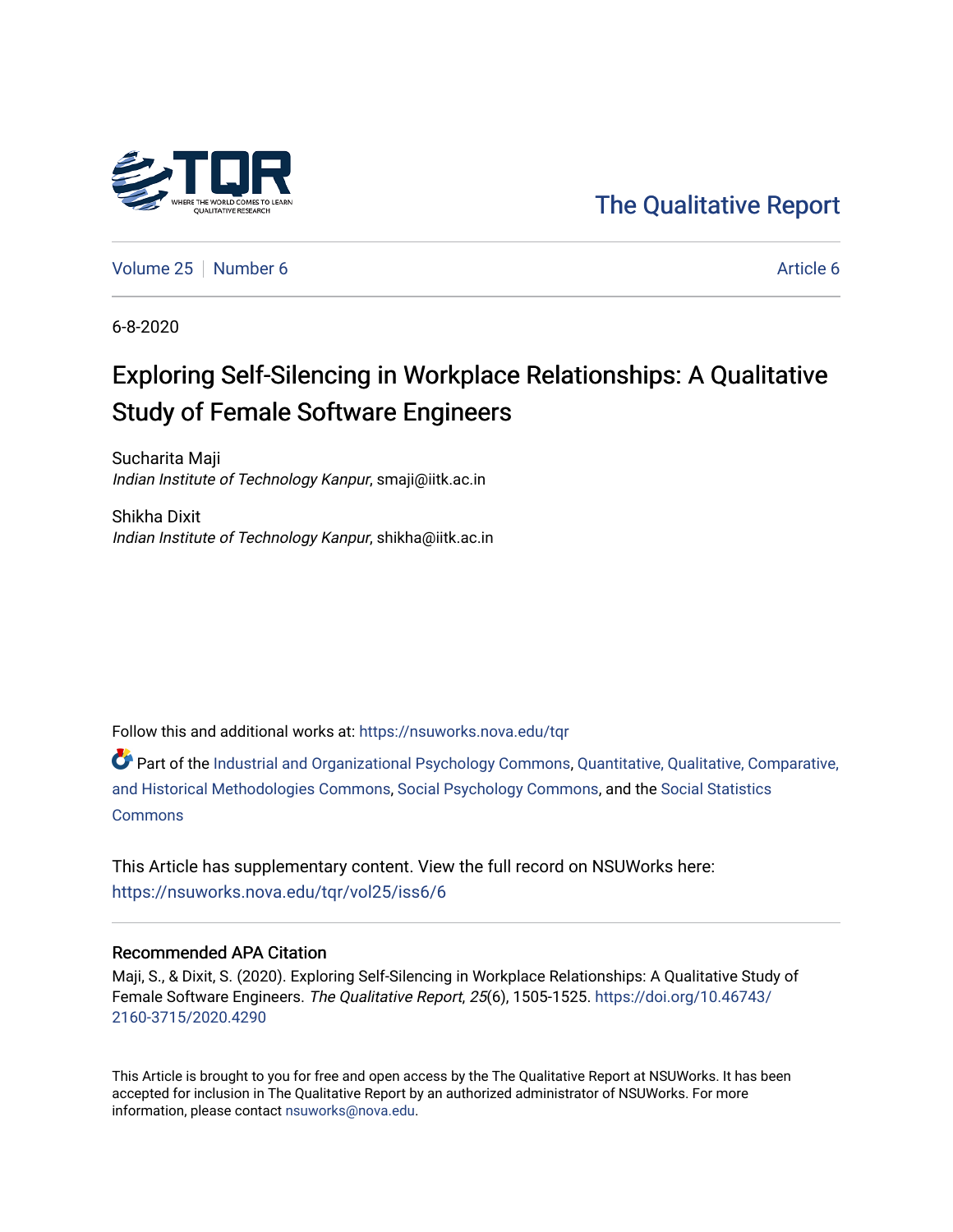The Qualitative Report

Volume 25 | Number 6 | Article 6

6-8-2020

# Exploring Self-Silencing in Workplace Relationships: A Qualitative Study of Female Software Engineers

Sucharita Maji
*Indian Institute of Technology Kanpur*, smaji@iitk.ac.in

Shikha Dixit
*Indian Institute of Technology Kanpur*, shikha@iitk.ac.in

Follow this and additional works at: https://nsuworks.nova.edu/tqr

Part of the Industrial and Organizational Psychology Commons, Quantitative, Qualitative, Comparative, and Historical Methodologies Commons, Social Psychology Commons, and the Social Statistics Commons

This Article has supplementary content. View the full record on NSUWorks here: https://nsuworks.nova.edu/tqr/vol25/iss6/6

## Recommended APA Citation

Maji, S., & Dixit, S. (2020). Exploring Self-Silencing in Workplace Relationships: A Qualitative Study of Female Software Engineers. *The Qualitative Report*, *25*(6), 1505-1525. https://doi.org/10.46743/2160-3715/2020.4290

This Article is brought to you for free and open access by the The Qualitative Report at NSUWorks. It has been accepted for inclusion in The Qualitative Report by an authorized administrator of NSUWorks. For more information, please contact nsuworks@nova.edu.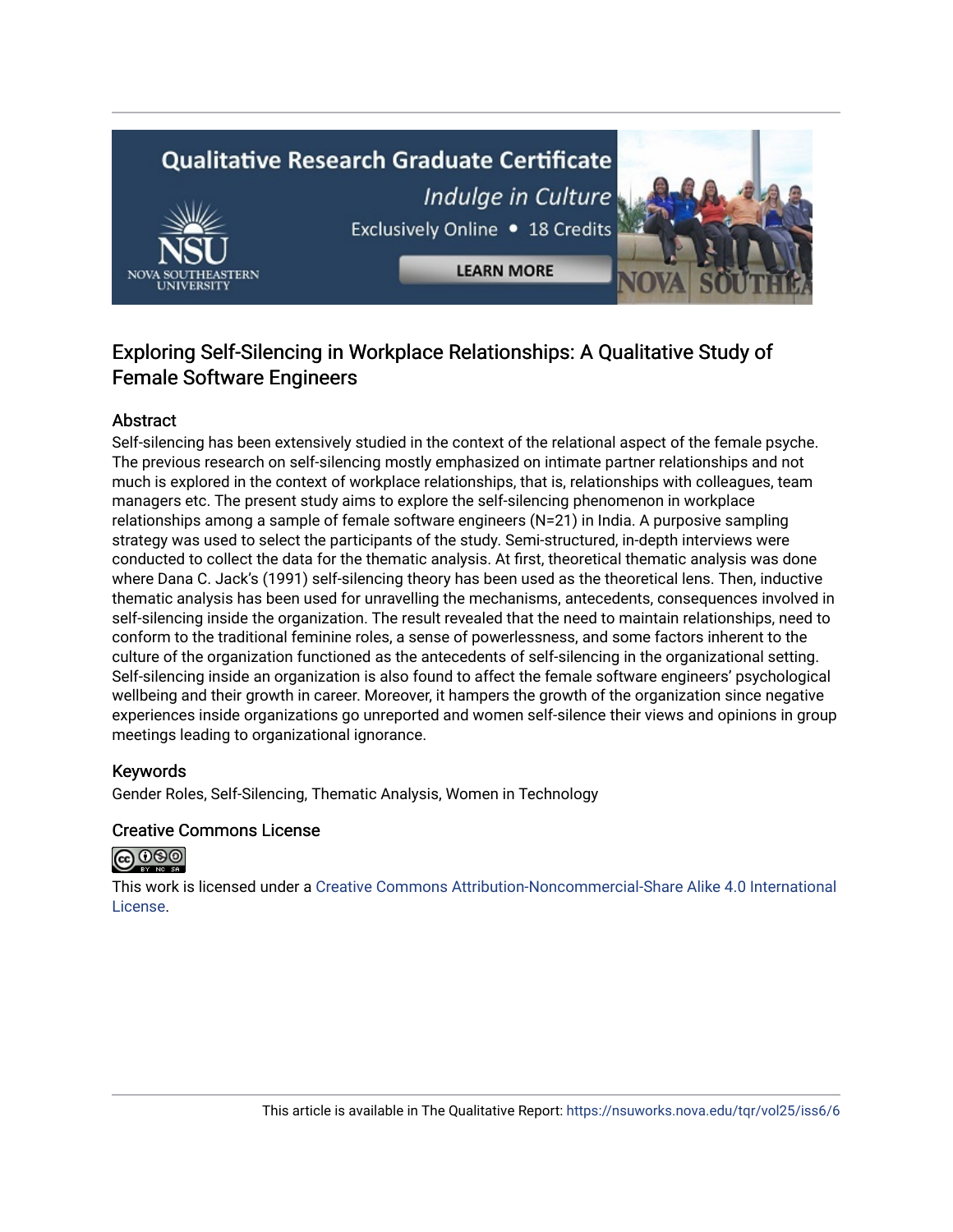# Exploring Self-Silencing in Workplace Relationships: A Qualitative Study of Female Software Engineers

## Abstract

Self-silencing has been extensively studied in the context of the relational aspect of the female psyche. The previous research on self-silencing mostly emphasized on intimate partner relationships and not much is explored in the context of workplace relationships, that is, relationships with colleagues, team managers etc. The present study aims to explore the self-silencing phenomenon in workplace relationships among a sample of female software engineers (N=21) in India. A purposive sampling strategy was used to select the participants of the study. Semi-structured, in-depth interviews were conducted to collect the data for the thematic analysis. At first, theoretical thematic analysis was done where Dana C. Jack's (1991) self-silencing theory has been used as the theoretical lens. Then, inductive thematic analysis has been used for unravelling the mechanisms, antecedents, consequences involved in self-silencing inside the organization. The result revealed that the need to maintain relationships, need to conform to the traditional feminine roles, a sense of powerlessness, and some factors inherent to the culture of the organization functioned as the antecedents of self-silencing in the organizational setting. Self-silencing inside an organization is also found to affect the female software engineers' psychological wellbeing and their growth in career. Moreover, it hampers the growth of the organization since negative experiences inside organizations go unreported and women self-silence their views and opinions in group meetings leading to organizational ignorance.

## Keywords

Gender Roles, Self-Silencing, Thematic Analysis, Women in Technology

## Creative Commons License

This work is licensed under a Creative Commons Attribution-Noncommercial-Share Alike 4.0 International License.

This article is available in The Qualitative Report: https://nsuworks.nova.edu/tqr/vol25/iss6/6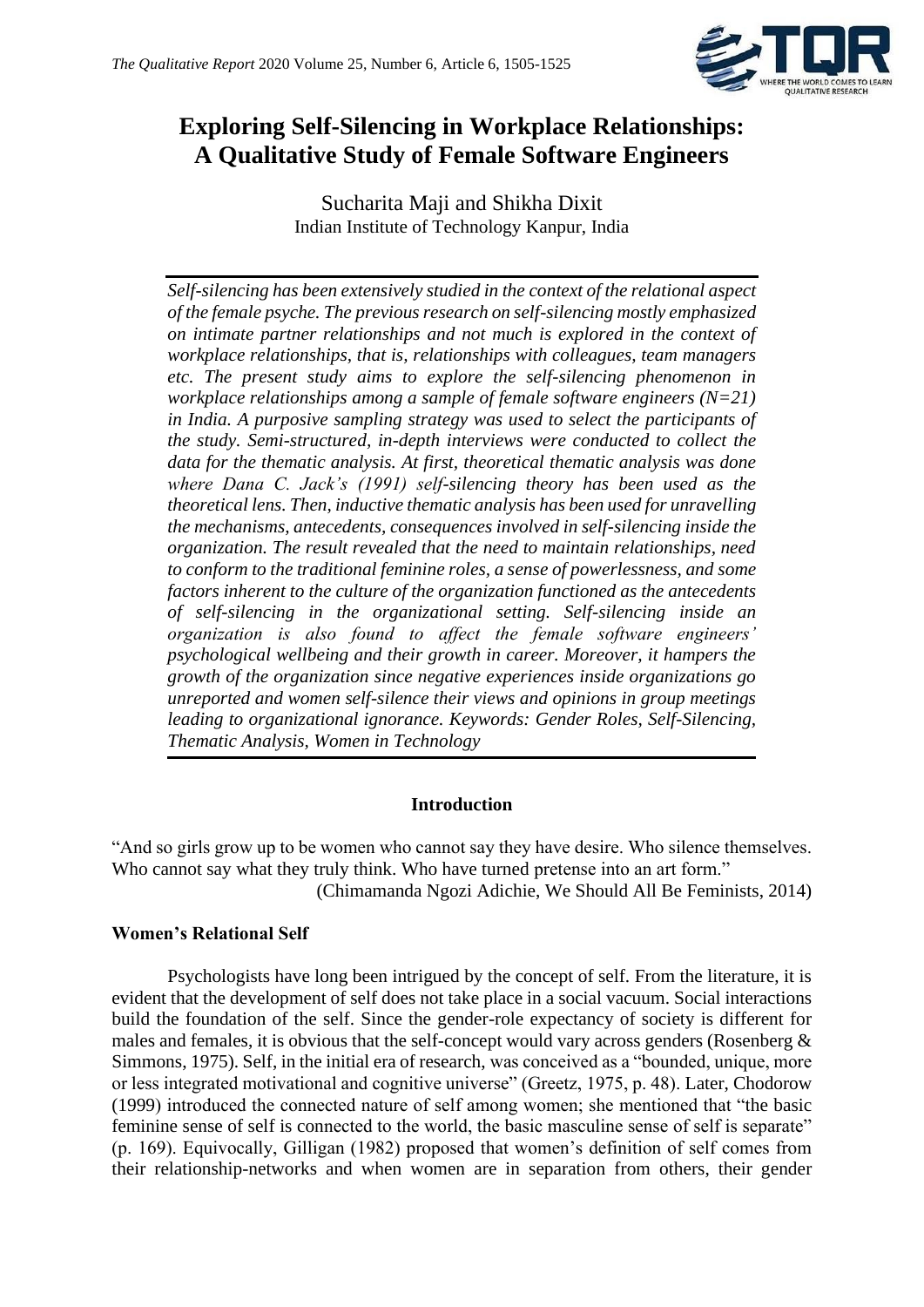# Exploring Self-Silencing in Workplace Relationships: A Qualitative Study of Female Software Engineers

Sucharita Maji and Shikha Dixit
Indian Institute of Technology Kanpur, India

*Self-silencing has been extensively studied in the context of the relational aspect of the female psyche. The previous research on self-silencing mostly emphasized on intimate partner relationships and not much is explored in the context of workplace relationships, that is, relationships with colleagues, team managers etc. The present study aims to explore the self-silencing phenomenon in workplace relationships among a sample of female software engineers (N=21) in India. A purposive sampling strategy was used to select the participants of the study. Semi-structured, in-depth interviews were conducted to collect the data for the thematic analysis. At first, theoretical thematic analysis was done where Dana C. Jack's (1991) self-silencing theory has been used as the theoretical lens. Then, inductive thematic analysis has been used for unravelling the mechanisms, antecedents, consequences involved in self-silencing inside the organization. The result revealed that the need to maintain relationships, need to conform to the traditional feminine roles, a sense of powerlessness, and some factors inherent to the culture of the organization functioned as the antecedents of self-silencing in the organizational setting. Self-silencing inside an organization is also found to affect the female software engineers' psychological wellbeing and their growth in career. Moreover, it hampers the growth of the organization since negative experiences inside organizations go unreported and women self-silence their views and opinions in group meetings leading to organizational ignorance. Keywords: Gender Roles, Self-Silencing, Thematic Analysis, Women in Technology*

## Introduction

"And so girls grow up to be women who cannot say they have desire. Who silence themselves. Who cannot say what they truly think. Who have turned pretense into an art form."
(Chimamanda Ngozi Adichie, We Should All Be Feminists, 2014)

### Women's Relational Self

Psychologists have long been intrigued by the concept of self. From the literature, it is evident that the development of self does not take place in a social vacuum. Social interactions build the foundation of the self. Since the gender-role expectancy of society is different for males and females, it is obvious that the self-concept would vary across genders (Rosenberg & Simmons, 1975). Self, in the initial era of research, was conceived as a "bounded, unique, more or less integrated motivational and cognitive universe" (Greetz, 1975, p. 48). Later, Chodorow (1999) introduced the connected nature of self among women; she mentioned that "the basic feminine sense of self is connected to the world, the basic masculine sense of self is separate" (p. 169). Equivocally, Gilligan (1982) proposed that women's definition of self comes from their relationship-networks and when women are in separation from others, their gender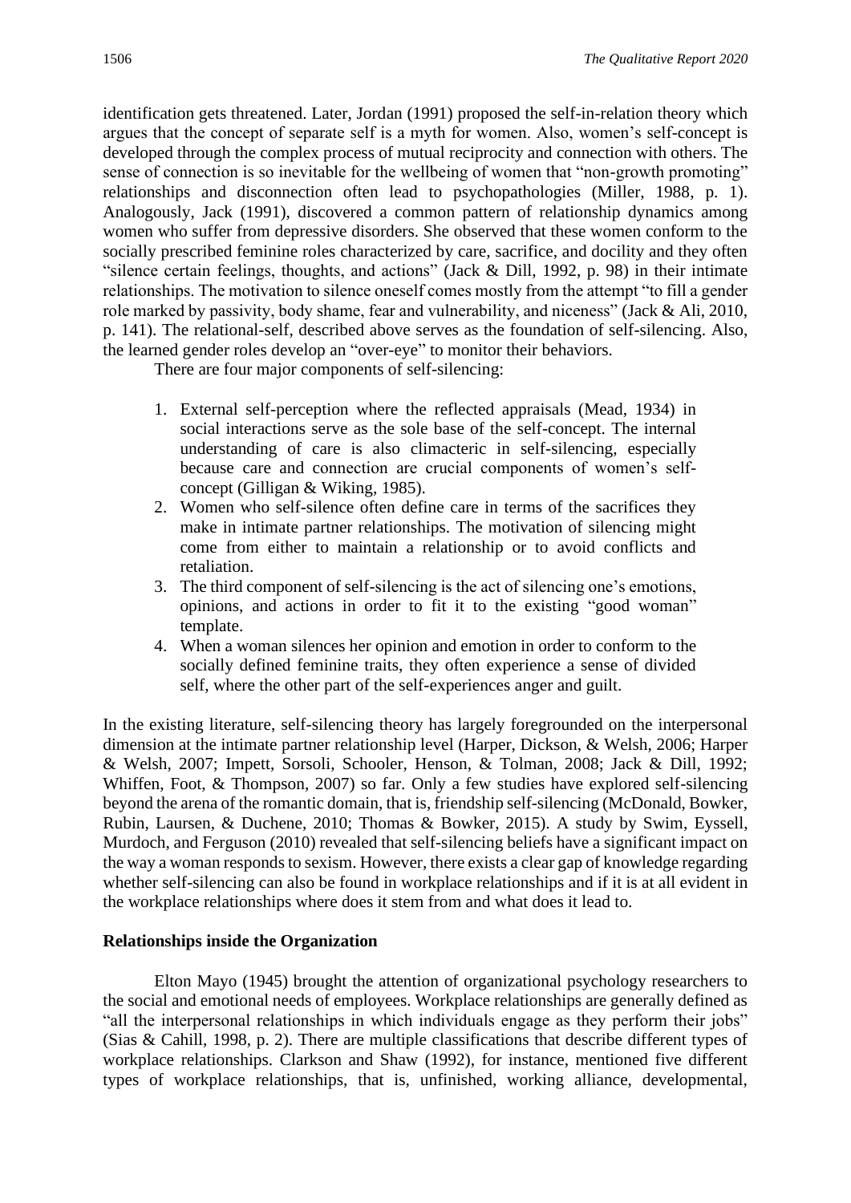identification gets threatened. Later, Jordan (1991) proposed the self-in-relation theory which argues that the concept of separate self is a myth for women. Also, women's self-concept is developed through the complex process of mutual reciprocity and connection with others. The sense of connection is so inevitable for the wellbeing of women that "non-growth promoting" relationships and disconnection often lead to psychopathologies (Miller, 1988, p. 1). Analogously, Jack (1991), discovered a common pattern of relationship dynamics among women who suffer from depressive disorders. She observed that these women conform to the socially prescribed feminine roles characterized by care, sacrifice, and docility and they often "silence certain feelings, thoughts, and actions" (Jack & Dill, 1992, p. 98) in their intimate relationships. The motivation to silence oneself comes mostly from the attempt "to fill a gender role marked by passivity, body shame, fear and vulnerability, and niceness" (Jack & Ali, 2010, p. 141). The relational-self, described above serves as the foundation of self-silencing. Also, the learned gender roles develop an "over-eye" to monitor their behaviors.

There are four major components of self-silencing:

1. External self-perception where the reflected appraisals (Mead, 1934) in social interactions serve as the sole base of the self-concept. The internal understanding of care is also climacteric in self-silencing, especially because care and connection are crucial components of women's self-concept (Gilligan & Wiking, 1985).
2. Women who self-silence often define care in terms of the sacrifices they make in intimate partner relationships. The motivation of silencing might come from either to maintain a relationship or to avoid conflicts and retaliation.
3. The third component of self-silencing is the act of silencing one's emotions, opinions, and actions in order to fit it to the existing "good woman" template.
4. When a woman silences her opinion and emotion in order to conform to the socially defined feminine traits, they often experience a sense of divided self, where the other part of the self-experiences anger and guilt.

In the existing literature, self-silencing theory has largely foregrounded on the interpersonal dimension at the intimate partner relationship level (Harper, Dickson, & Welsh, 2006; Harper & Welsh, 2007; Impett, Sorsoli, Schooler, Henson, & Tolman, 2008; Jack & Dill, 1992; Whiffen, Foot, & Thompson, 2007) so far. Only a few studies have explored self-silencing beyond the arena of the romantic domain, that is, friendship self-silencing (McDonald, Bowker, Rubin, Laursen, & Duchene, 2010; Thomas & Bowker, 2015). A study by Swim, Eyssell, Murdoch, and Ferguson (2010) revealed that self-silencing beliefs have a significant impact on the way a woman responds to sexism. However, there exists a clear gap of knowledge regarding whether self-silencing can also be found in workplace relationships and if it is at all evident in the workplace relationships where does it stem from and what does it lead to.

## Relationships inside the Organization

Elton Mayo (1945) brought the attention of organizational psychology researchers to the social and emotional needs of employees. Workplace relationships are generally defined as "all the interpersonal relationships in which individuals engage as they perform their jobs" (Sias & Cahill, 1998, p. 2). There are multiple classifications that describe different types of workplace relationships. Clarkson and Shaw (1992), for instance, mentioned five different types of workplace relationships, that is, unfinished, working alliance, developmental,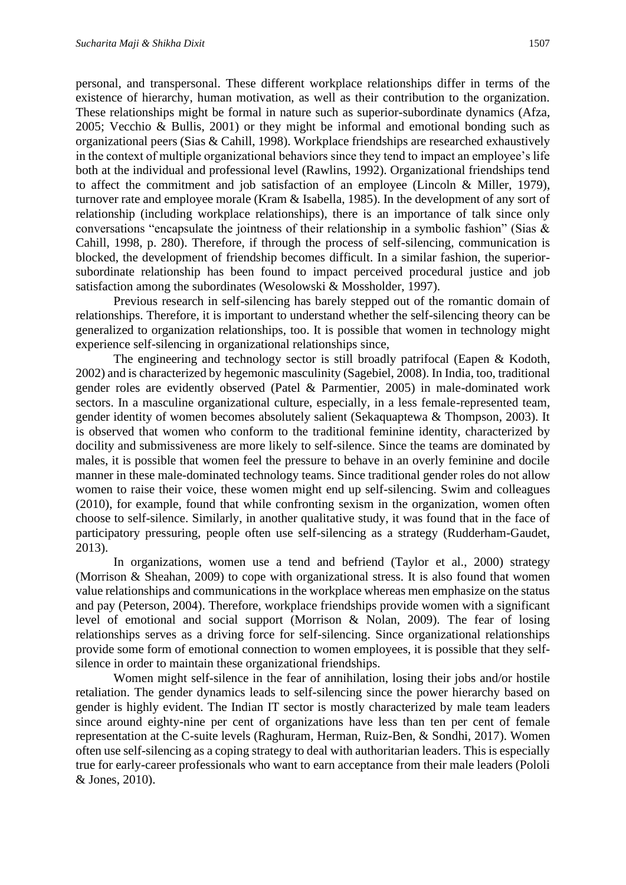personal, and transpersonal. These different workplace relationships differ in terms of the existence of hierarchy, human motivation, as well as their contribution to the organization. These relationships might be formal in nature such as superior-subordinate dynamics (Afza, 2005; Vecchio & Bullis, 2001) or they might be informal and emotional bonding such as organizational peers (Sias & Cahill, 1998). Workplace friendships are researched exhaustively in the context of multiple organizational behaviors since they tend to impact an employee's life both at the individual and professional level (Rawlins, 1992). Organizational friendships tend to affect the commitment and job satisfaction of an employee (Lincoln & Miller, 1979), turnover rate and employee morale (Kram & Isabella, 1985). In the development of any sort of relationship (including workplace relationships), there is an importance of talk since only conversations "encapsulate the jointness of their relationship in a symbolic fashion" (Sias & Cahill, 1998, p. 280). Therefore, if through the process of self-silencing, communication is blocked, the development of friendship becomes difficult. In a similar fashion, the superior-subordinate relationship has been found to impact perceived procedural justice and job satisfaction among the subordinates (Wesolowski & Mossholder, 1997).

Previous research in self-silencing has barely stepped out of the romantic domain of relationships. Therefore, it is important to understand whether the self-silencing theory can be generalized to organization relationships, too. It is possible that women in technology might experience self-silencing in organizational relationships since,

The engineering and technology sector is still broadly patrifocal (Eapen & Kodoth, 2002) and is characterized by hegemonic masculinity (Sagebiel, 2008). In India, too, traditional gender roles are evidently observed (Patel & Parmentier, 2005) in male-dominated work sectors. In a masculine organizational culture, especially, in a less female-represented team, gender identity of women becomes absolutely salient (Sekaquaptewa & Thompson, 2003). It is observed that women who conform to the traditional feminine identity, characterized by docility and submissiveness are more likely to self-silence. Since the teams are dominated by males, it is possible that women feel the pressure to behave in an overly feminine and docile manner in these male-dominated technology teams. Since traditional gender roles do not allow women to raise their voice, these women might end up self-silencing. Swim and colleagues (2010), for example, found that while confronting sexism in the organization, women often choose to self-silence. Similarly, in another qualitative study, it was found that in the face of participatory pressuring, people often use self-silencing as a strategy (Rudderham-Gaudet, 2013).

In organizations, women use a tend and befriend (Taylor et al., 2000) strategy (Morrison & Sheahan, 2009) to cope with organizational stress. It is also found that women value relationships and communications in the workplace whereas men emphasize on the status and pay (Peterson, 2004). Therefore, workplace friendships provide women with a significant level of emotional and social support (Morrison & Nolan, 2009). The fear of losing relationships serves as a driving force for self-silencing. Since organizational relationships provide some form of emotional connection to women employees, it is possible that they self-silence in order to maintain these organizational friendships.

Women might self-silence in the fear of annihilation, losing their jobs and/or hostile retaliation. The gender dynamics leads to self-silencing since the power hierarchy based on gender is highly evident. The Indian IT sector is mostly characterized by male team leaders since around eighty-nine per cent of organizations have less than ten per cent of female representation at the C-suite levels (Raghuram, Herman, Ruiz-Ben, & Sondhi, 2017). Women often use self-silencing as a coping strategy to deal with authoritarian leaders. This is especially true for early-career professionals who want to earn acceptance from their male leaders (Pololi & Jones, 2010).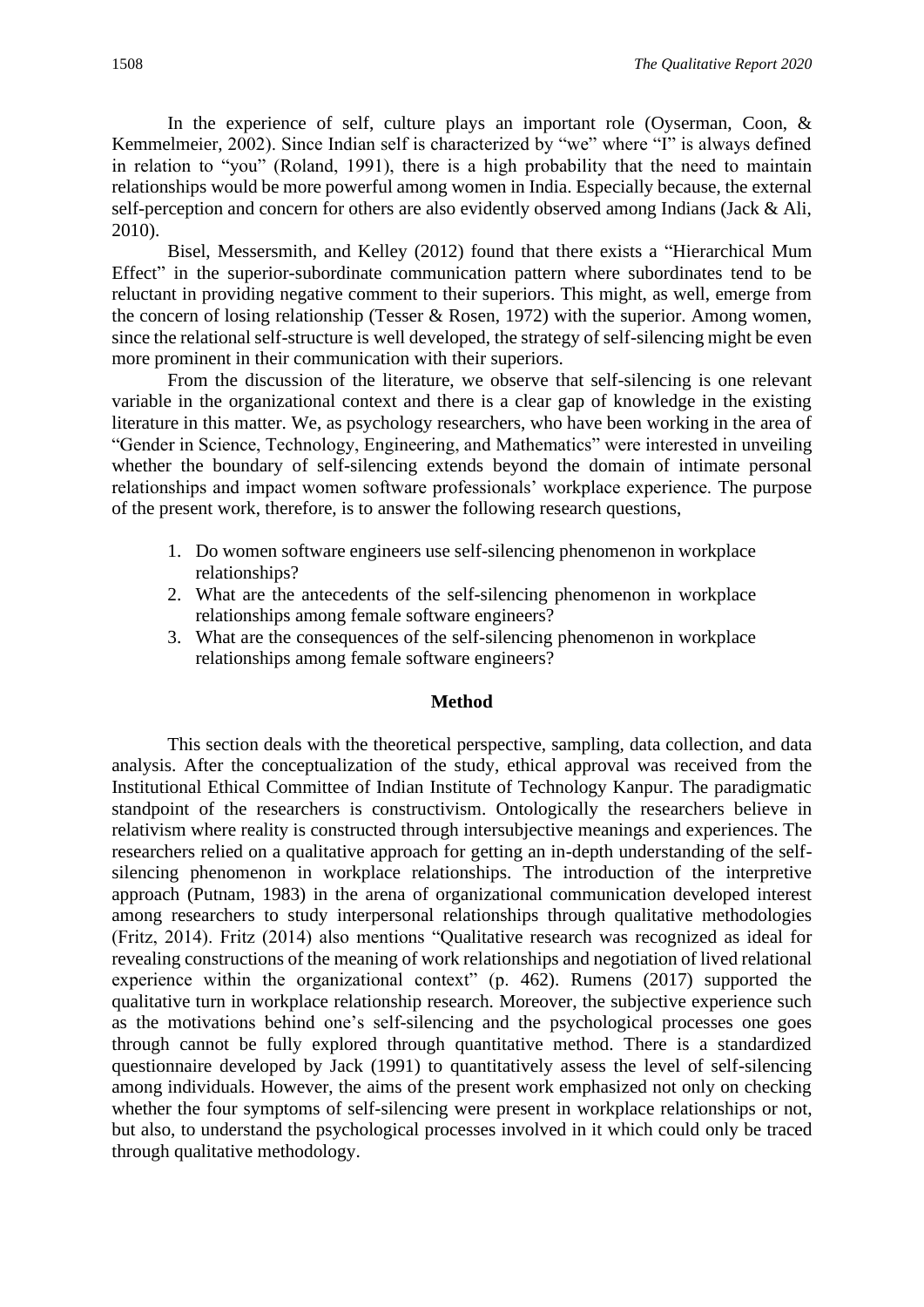In the experience of self, culture plays an important role (Oyserman, Coon, & Kemmelmeier, 2002). Since Indian self is characterized by "we" where "I" is always defined in relation to "you" (Roland, 1991), there is a high probability that the need to maintain relationships would be more powerful among women in India. Especially because, the external self-perception and concern for others are also evidently observed among Indians (Jack & Ali, 2010).

Bisel, Messersmith, and Kelley (2012) found that there exists a "Hierarchical Mum Effect" in the superior-subordinate communication pattern where subordinates tend to be reluctant in providing negative comment to their superiors. This might, as well, emerge from the concern of losing relationship (Tesser & Rosen, 1972) with the superior. Among women, since the relational self-structure is well developed, the strategy of self-silencing might be even more prominent in their communication with their superiors.

From the discussion of the literature, we observe that self-silencing is one relevant variable in the organizational context and there is a clear gap of knowledge in the existing literature in this matter. We, as psychology researchers, who have been working in the area of "Gender in Science, Technology, Engineering, and Mathematics" were interested in unveiling whether the boundary of self-silencing extends beyond the domain of intimate personal relationships and impact women software professionals' workplace experience. The purpose of the present work, therefore, is to answer the following research questions,

1. Do women software engineers use self-silencing phenomenon in workplace relationships?
2. What are the antecedents of the self-silencing phenomenon in workplace relationships among female software engineers?
3. What are the consequences of the self-silencing phenomenon in workplace relationships among female software engineers?

## Method

This section deals with the theoretical perspective, sampling, data collection, and data analysis. After the conceptualization of the study, ethical approval was received from the Institutional Ethical Committee of Indian Institute of Technology Kanpur. The paradigmatic standpoint of the researchers is constructivism. Ontologically the researchers believe in relativism where reality is constructed through intersubjective meanings and experiences. The researchers relied on a qualitative approach for getting an in-depth understanding of the self-silencing phenomenon in workplace relationships. The introduction of the interpretive approach (Putnam, 1983) in the arena of organizational communication developed interest among researchers to study interpersonal relationships through qualitative methodologies (Fritz, 2014). Fritz (2014) also mentions "Qualitative research was recognized as ideal for revealing constructions of the meaning of work relationships and negotiation of lived relational experience within the organizational context" (p. 462). Rumens (2017) supported the qualitative turn in workplace relationship research. Moreover, the subjective experience such as the motivations behind one's self-silencing and the psychological processes one goes through cannot be fully explored through quantitative method. There is a standardized questionnaire developed by Jack (1991) to quantitatively assess the level of self-silencing among individuals. However, the aims of the present work emphasized not only on checking whether the four symptoms of self-silencing were present in workplace relationships or not, but also, to understand the psychological processes involved in it which could only be traced through qualitative methodology.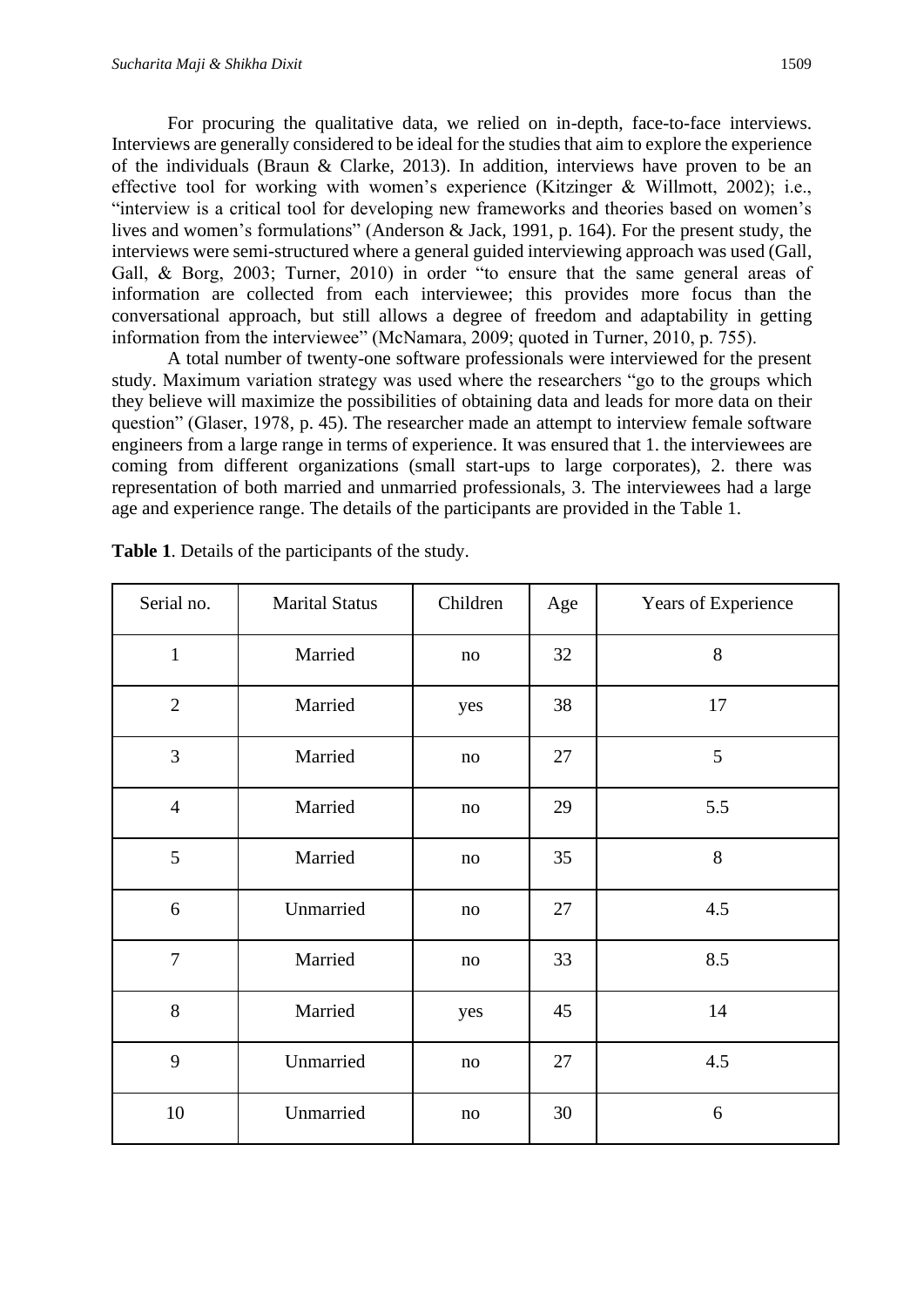For procuring the qualitative data, we relied on in-depth, face-to-face interviews. Interviews are generally considered to be ideal for the studies that aim to explore the experience of the individuals (Braun & Clarke, 2013). In addition, interviews have proven to be an effective tool for working with women's experience (Kitzinger & Willmott, 2002); i.e., "interview is a critical tool for developing new frameworks and theories based on women's lives and women's formulations" (Anderson & Jack, 1991, p. 164). For the present study, the interviews were semi-structured where a general guided interviewing approach was used (Gall, Gall, & Borg, 2003; Turner, 2010) in order "to ensure that the same general areas of information are collected from each interviewee; this provides more focus than the conversational approach, but still allows a degree of freedom and adaptability in getting information from the interviewee" (McNamara, 2009; quoted in Turner, 2010, p. 755).

A total number of twenty-one software professionals were interviewed for the present study. Maximum variation strategy was used where the researchers "go to the groups which they believe will maximize the possibilities of obtaining data and leads for more data on their question" (Glaser, 1978, p. 45). The researcher made an attempt to interview female software engineers from a large range in terms of experience. It was ensured that 1. the interviewees are coming from different organizations (small start-ups to large corporates), 2. there was representation of both married and unmarried professionals, 3. The interviewees had a large age and experience range. The details of the participants are provided in the Table 1.

**Table 1**. Details of the participants of the study.

| Serial no. | Marital Status | Children | Age | Years of Experience |
|---|---|---|---|---|
| 1 | Married | no | 32 | 8 |
| 2 | Married | yes | 38 | 17 |
| 3 | Married | no | 27 | 5 |
| 4 | Married | no | 29 | 5.5 |
| 5 | Married | no | 35 | 8 |
| 6 | Unmarried | no | 27 | 4.5 |
| 7 | Married | no | 33 | 8.5 |
| 8 | Married | yes | 45 | 14 |
| 9 | Unmarried | no | 27 | 4.5 |
| 10 | Unmarried | no | 30 | 6 |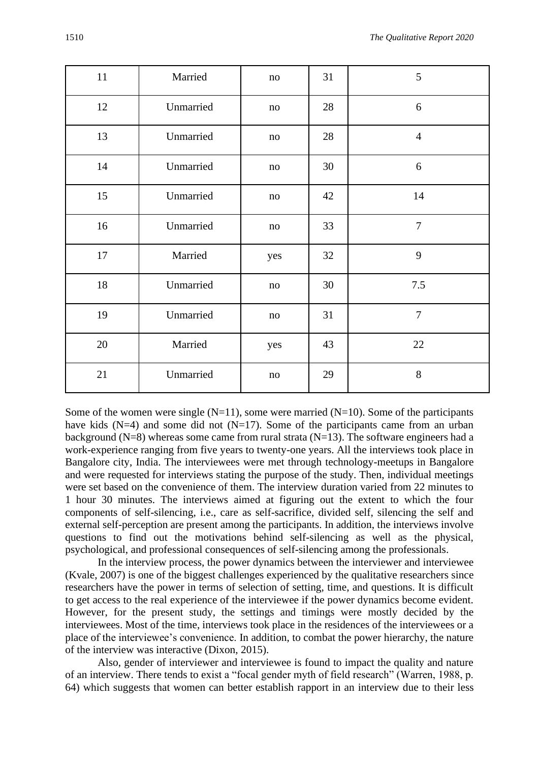| 11 | Married | no | 31 | 5 |
|---|---|---|---|---|
| 12 | Unmarried | no | 28 | 6 |
| 13 | Unmarried | no | 28 | 4 |
| 14 | Unmarried | no | 30 | 6 |
| 15 | Unmarried | no | 42 | 14 |
| 16 | Unmarried | no | 33 | 7 |
| 17 | Married | yes | 32 | 9 |
| 18 | Unmarried | no | 30 | 7.5 |
| 19 | Unmarried | no | 31 | 7 |
| 20 | Married | yes | 43 | 22 |
| 21 | Unmarried | no | 29 | 8 |

Some of the women were single (N=11), some were married (N=10). Some of the participants have kids (N=4) and some did not (N=17). Some of the participants came from an urban background (N=8) whereas some came from rural strata (N=13). The software engineers had a work-experience ranging from five years to twenty-one years. All the interviews took place in Bangalore city, India. The interviewees were met through technology-meetups in Bangalore and were requested for interviews stating the purpose of the study. Then, individual meetings were set based on the convenience of them. The interview duration varied from 22 minutes to 1 hour 30 minutes. The interviews aimed at figuring out the extent to which the four components of self-silencing, i.e., care as self-sacrifice, divided self, silencing the self and external self-perception are present among the participants. In addition, the interviews involve questions to find out the motivations behind self-silencing as well as the physical, psychological, and professional consequences of self-silencing among the professionals.

In the interview process, the power dynamics between the interviewer and interviewee (Kvale, 2007) is one of the biggest challenges experienced by the qualitative researchers since researchers have the power in terms of selection of setting, time, and questions. It is difficult to get access to the real experience of the interviewee if the power dynamics become evident. However, for the present study, the settings and timings were mostly decided by the interviewees. Most of the time, interviews took place in the residences of the interviewees or a place of the interviewee's convenience. In addition, to combat the power hierarchy, the nature of the interview was interactive (Dixon, 2015).

Also, gender of interviewer and interviewee is found to impact the quality and nature of an interview. There tends to exist a "focal gender myth of field research" (Warren, 1988, p. 64) which suggests that women can better establish rapport in an interview due to their less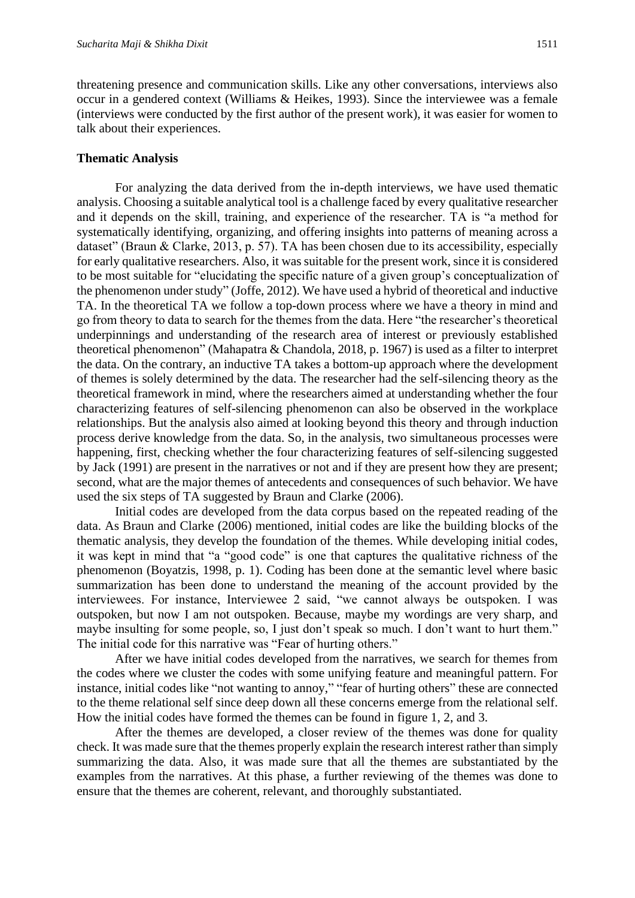threatening presence and communication skills. Like any other conversations, interviews also occur in a gendered context (Williams & Heikes, 1993). Since the interviewee was a female (interviews were conducted by the first author of the present work), it was easier for women to talk about their experiences.

### Thematic Analysis

For analyzing the data derived from the in-depth interviews, we have used thematic analysis. Choosing a suitable analytical tool is a challenge faced by every qualitative researcher and it depends on the skill, training, and experience of the researcher. TA is "a method for systematically identifying, organizing, and offering insights into patterns of meaning across a dataset" (Braun & Clarke, 2013, p. 57). TA has been chosen due to its accessibility, especially for early qualitative researchers. Also, it was suitable for the present work, since it is considered to be most suitable for "elucidating the specific nature of a given group's conceptualization of the phenomenon under study" (Joffe, 2012). We have used a hybrid of theoretical and inductive TA. In the theoretical TA we follow a top-down process where we have a theory in mind and go from theory to data to search for the themes from the data. Here "the researcher's theoretical underpinnings and understanding of the research area of interest or previously established theoretical phenomenon" (Mahapatra & Chandola, 2018, p. 1967) is used as a filter to interpret the data. On the contrary, an inductive TA takes a bottom-up approach where the development of themes is solely determined by the data. The researcher had the self-silencing theory as the theoretical framework in mind, where the researchers aimed at understanding whether the four characterizing features of self-silencing phenomenon can also be observed in the workplace relationships. But the analysis also aimed at looking beyond this theory and through induction process derive knowledge from the data. So, in the analysis, two simultaneous processes were happening, first, checking whether the four characterizing features of self-silencing suggested by Jack (1991) are present in the narratives or not and if they are present how they are present; second, what are the major themes of antecedents and consequences of such behavior. We have used the six steps of TA suggested by Braun and Clarke (2006).

Initial codes are developed from the data corpus based on the repeated reading of the data. As Braun and Clarke (2006) mentioned, initial codes are like the building blocks of the thematic analysis, they develop the foundation of the themes. While developing initial codes, it was kept in mind that "a "good code" is one that captures the qualitative richness of the phenomenon (Boyatzis, 1998, p. 1). Coding has been done at the semantic level where basic summarization has been done to understand the meaning of the account provided by the interviewees. For instance, Interviewee 2 said, "we cannot always be outspoken. I was outspoken, but now I am not outspoken. Because, maybe my wordings are very sharp, and maybe insulting for some people, so, I just don't speak so much. I don't want to hurt them." The initial code for this narrative was "Fear of hurting others."

After we have initial codes developed from the narratives, we search for themes from the codes where we cluster the codes with some unifying feature and meaningful pattern. For instance, initial codes like "not wanting to annoy," "fear of hurting others" these are connected to the theme relational self since deep down all these concerns emerge from the relational self. How the initial codes have formed the themes can be found in figure 1, 2, and 3.

After the themes are developed, a closer review of the themes was done for quality check. It was made sure that the themes properly explain the research interest rather than simply summarizing the data. Also, it was made sure that all the themes are substantiated by the examples from the narratives. At this phase, a further reviewing of the themes was done to ensure that the themes are coherent, relevant, and thoroughly substantiated.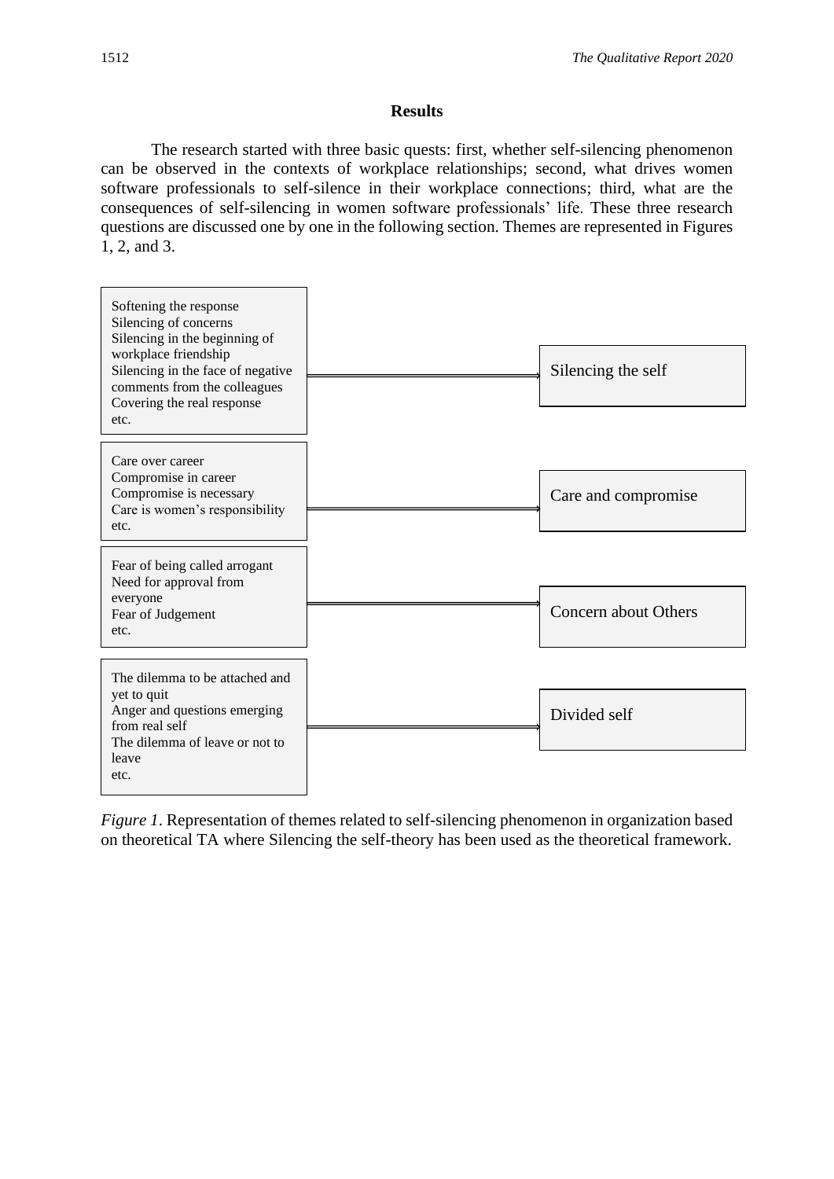## Results

The research started with three basic quests: first, whether self-silencing phenomenon can be observed in the contexts of workplace relationships; second, what drives women software professionals to self-silence in their workplace connections; third, what are the consequences of self-silencing in women software professionals' life. These three research questions are discussed one by one in the following section. Themes are represented in Figures 1, 2, and 3.

| Codes | | Theme |
|---|---|---|
| Softening the response<br>Silencing of concerns<br>Silencing in the beginning of workplace friendship<br>Silencing in the face of negative comments from the colleagues<br>Covering the real response<br>etc. | → | Silencing the self |
| Care over career<br>Compromise in career<br>Compromise is necessary<br>Care is women's responsibility<br>etc. | → | Care and compromise |
| Fear of being called arrogant<br>Need for approval from everyone<br>Fear of Judgement<br>etc. | → | Concern about Others |
| The dilemma to be attached and yet to quit<br>Anger and questions emerging from real self<br>The dilemma of leave or not to leave<br>etc. | → | Divided self |

*Figure 1*. Representation of themes related to self-silencing phenomenon in organization based on theoretical TA where Silencing the self-theory has been used as the theoretical framework.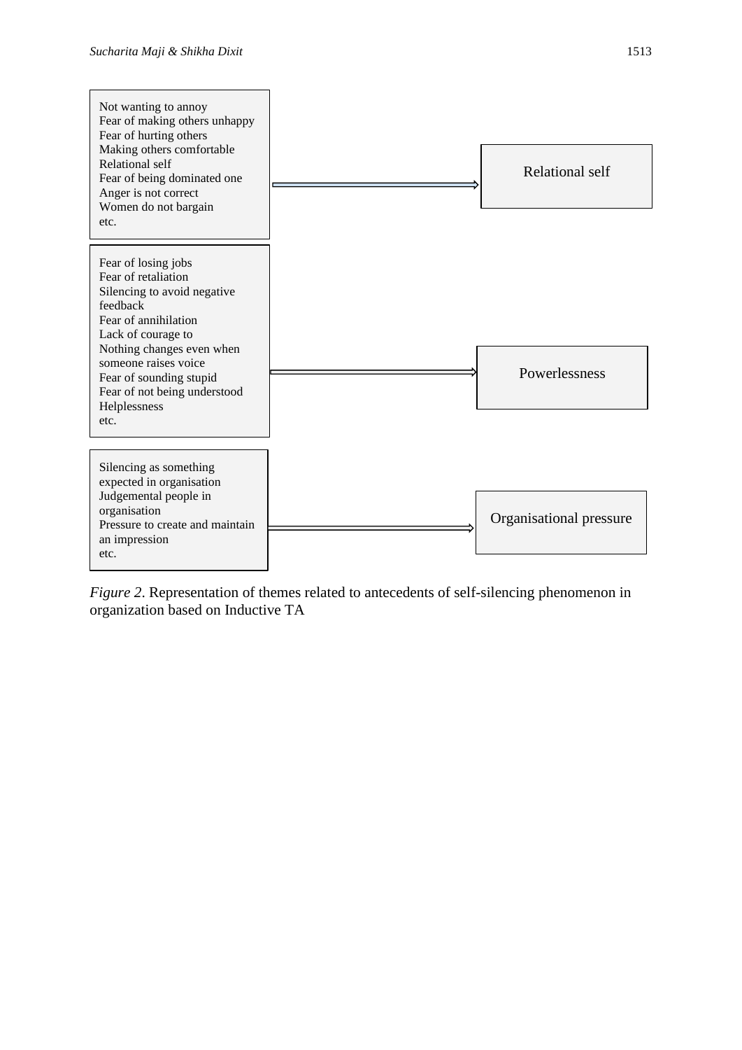Not wanting to annoy
Fear of making others unhappy
Fear of hurting others
Making others comfortable
Relational self
Fear of being dominated one
Anger is not correct
Women do not bargain
etc.

→ **Relational self**

Fear of losing jobs
Fear of retaliation
Silencing to avoid negative feedback
Fear of annihilation
Lack of courage to
Nothing changes even when someone raises voice
Fear of sounding stupid
Fear of not being understood
Helplessness
etc.

→ **Powerlessness**

Silencing as something expected in organisation
Judgemental people in organisation
Pressure to create and maintain an impression
etc.

→ **Organisational pressure**

*Figure 2*. Representation of themes related to antecedents of self-silencing phenomenon in organization based on Inductive TA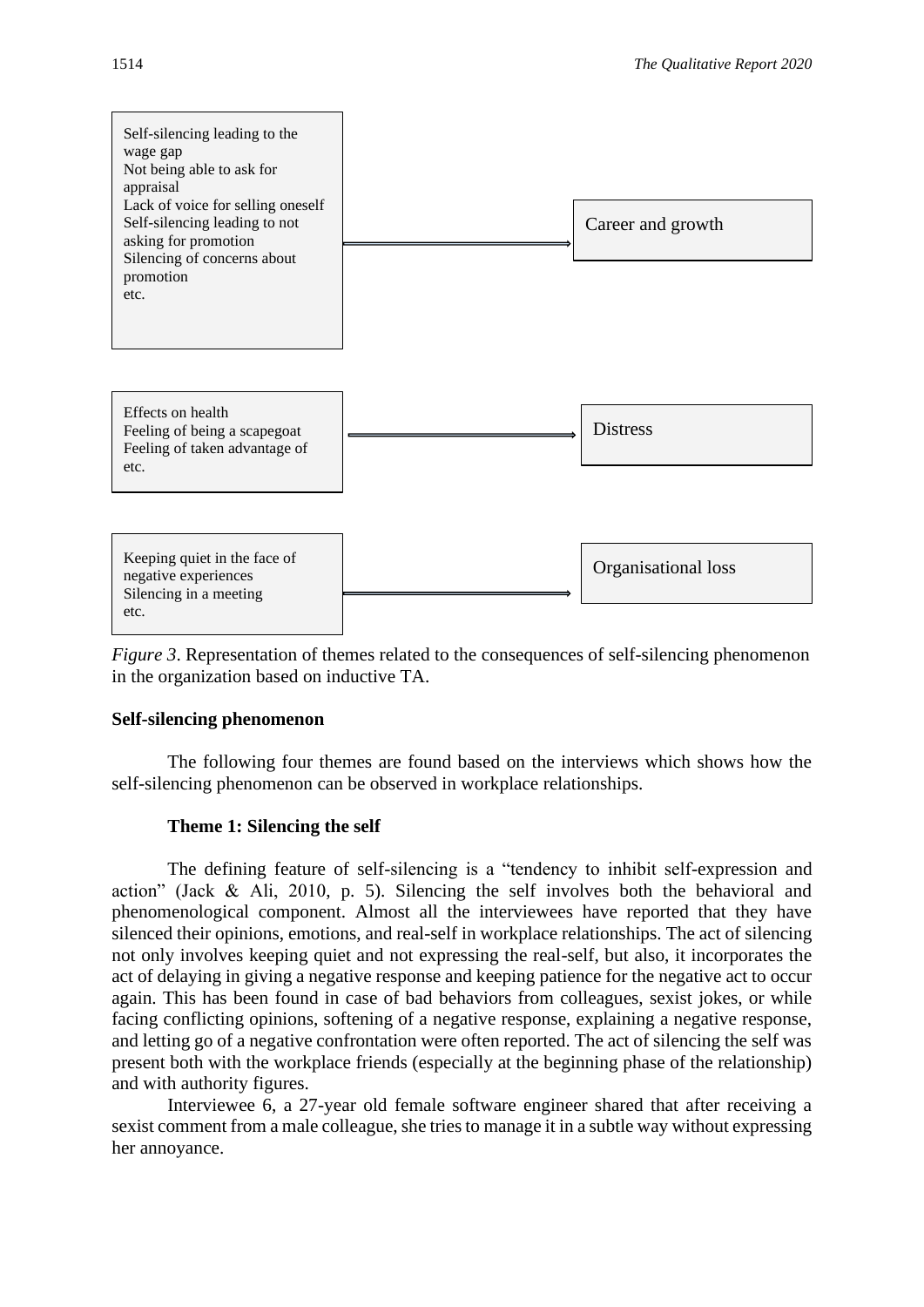| Codes | | Theme |
|---|---|---|
| Self-silencing leading to the wage gap<br>Not being able to ask for appraisal<br>Lack of voice for selling oneself<br>Self-silencing leading to not asking for promotion<br>Silencing of concerns about promotion<br>etc. | → | Career and growth |
| Effects on health<br>Feeling of being a scapegoat<br>Feeling of taken advantage of<br>etc. | → | Distress |
| Keeping quiet in the face of negative experiences<br>Silencing in a meeting<br>etc. | → | Organisational loss |

*Figure 3*. Representation of themes related to the consequences of self-silencing phenomenon in the organization based on inductive TA.

## Self-silencing phenomenon

The following four themes are found based on the interviews which shows how the self-silencing phenomenon can be observed in workplace relationships.

### Theme 1: Silencing the self

The defining feature of self-silencing is a "tendency to inhibit self-expression and action" (Jack & Ali, 2010, p. 5). Silencing the self involves both the behavioral and phenomenological component. Almost all the interviewees have reported that they have silenced their opinions, emotions, and real-self in workplace relationships. The act of silencing not only involves keeping quiet and not expressing the real-self, but also, it incorporates the act of delaying in giving a negative response and keeping patience for the negative act to occur again. This has been found in case of bad behaviors from colleagues, sexist jokes, or while facing conflicting opinions, softening of a negative response, explaining a negative response, and letting go of a negative confrontation were often reported. The act of silencing the self was present both with the workplace friends (especially at the beginning phase of the relationship) and with authority figures.

Interviewee 6, a 27-year old female software engineer shared that after receiving a sexist comment from a male colleague, she tries to manage it in a subtle way without expressing her annoyance.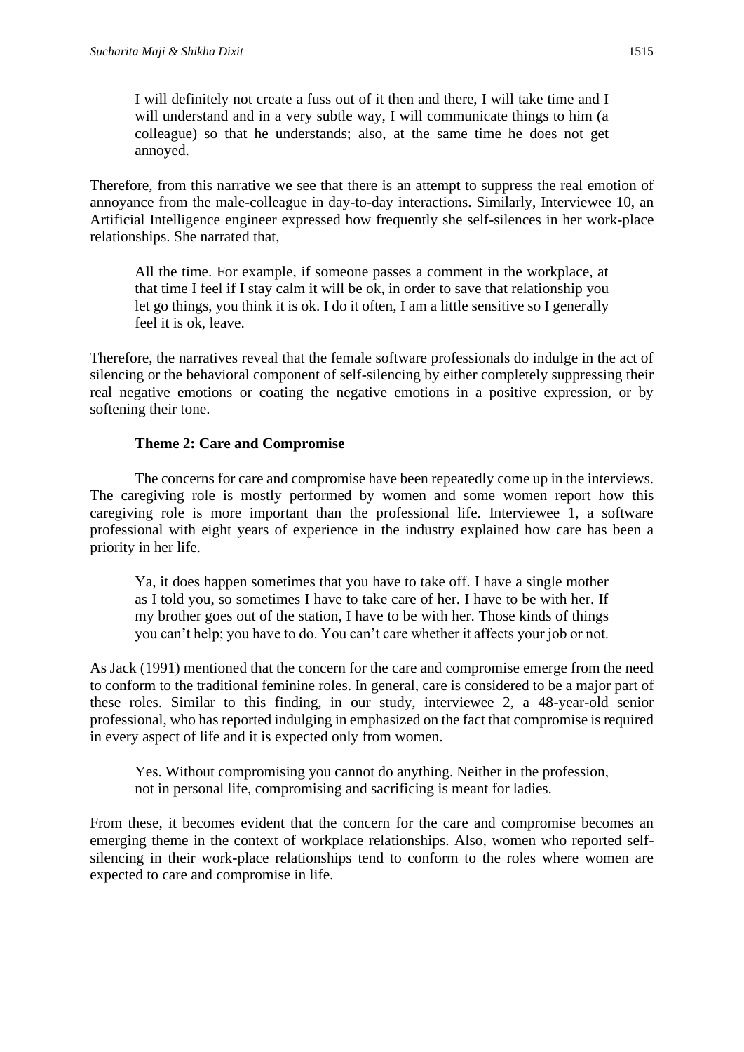> I will definitely not create a fuss out of it then and there, I will take time and I will understand and in a very subtle way, I will communicate things to him (a colleague) so that he understands; also, at the same time he does not get annoyed.

Therefore, from this narrative we see that there is an attempt to suppress the real emotion of annoyance from the male-colleague in day-to-day interactions. Similarly, Interviewee 10, an Artificial Intelligence engineer expressed how frequently she self-silences in her work-place relationships. She narrated that,

> All the time. For example, if someone passes a comment in the workplace, at that time I feel if I stay calm it will be ok, in order to save that relationship you let go things, you think it is ok. I do it often, I am a little sensitive so I generally feel it is ok, leave.

Therefore, the narratives reveal that the female software professionals do indulge in the act of silencing or the behavioral component of self-silencing by either completely suppressing their real negative emotions or coating the negative emotions in a positive expression, or by softening their tone.

**Theme 2: Care and Compromise**

The concerns for care and compromise have been repeatedly come up in the interviews. The caregiving role is mostly performed by women and some women report how this caregiving role is more important than the professional life. Interviewee 1, a software professional with eight years of experience in the industry explained how care has been a priority in her life.

> Ya, it does happen sometimes that you have to take off. I have a single mother as I told you, so sometimes I have to take care of her. I have to be with her. If my brother goes out of the station, I have to be with her. Those kinds of things you can't help; you have to do. You can't care whether it affects your job or not.

As Jack (1991) mentioned that the concern for the care and compromise emerge from the need to conform to the traditional feminine roles. In general, care is considered to be a major part of these roles. Similar to this finding, in our study, interviewee 2, a 48-year-old senior professional, who has reported indulging in emphasized on the fact that compromise is required in every aspect of life and it is expected only from women.

> Yes. Without compromising you cannot do anything. Neither in the profession, not in personal life, compromising and sacrificing is meant for ladies.

From these, it becomes evident that the concern for the care and compromise becomes an emerging theme in the context of workplace relationships. Also, women who reported self-silencing in their work-place relationships tend to conform to the roles where women are expected to care and compromise in life.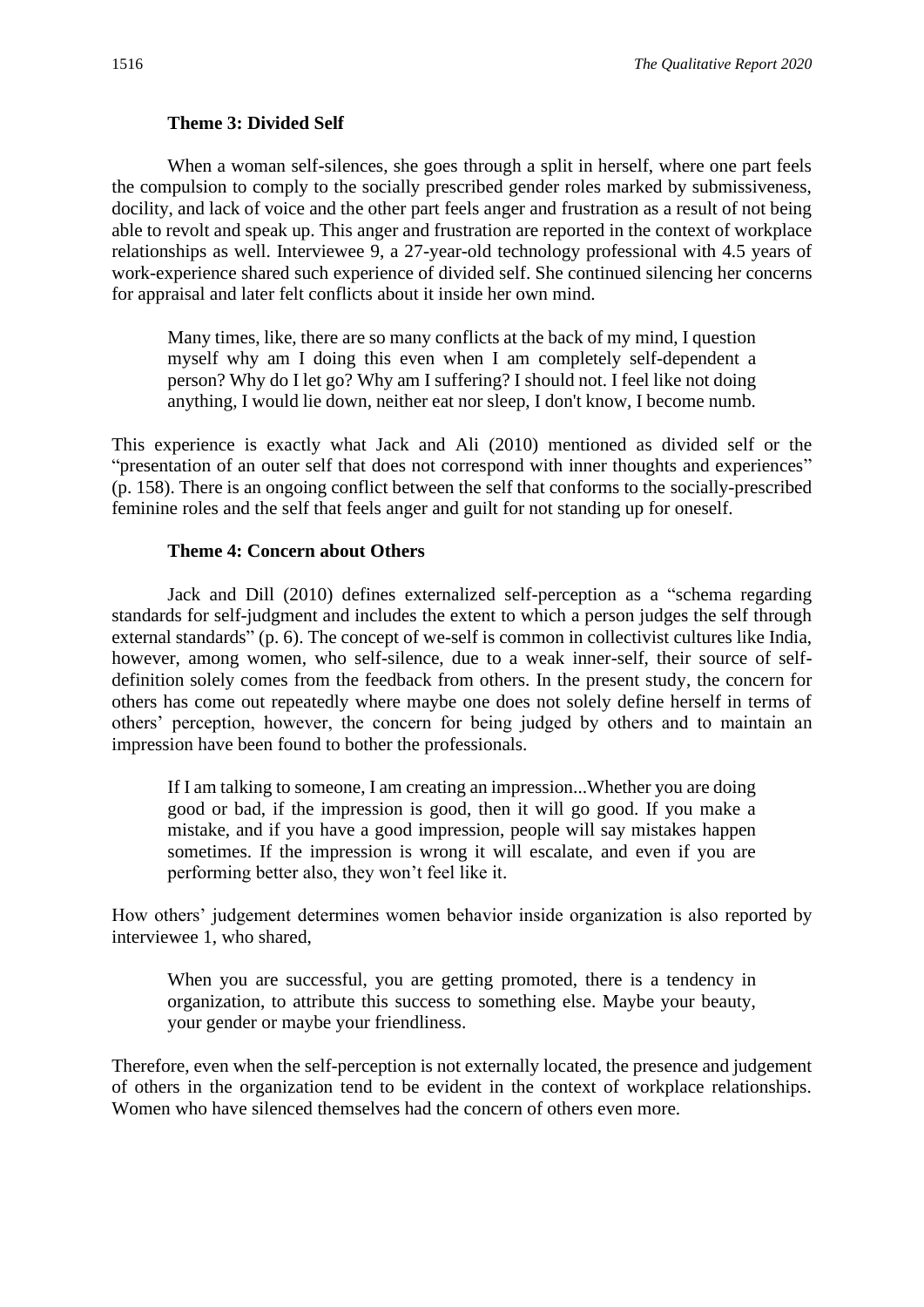### Theme 3: Divided Self

When a woman self-silences, she goes through a split in herself, where one part feels the compulsion to comply to the socially prescribed gender roles marked by submissiveness, docility, and lack of voice and the other part feels anger and frustration as a result of not being able to revolt and speak up. This anger and frustration are reported in the context of workplace relationships as well. Interviewee 9, a 27-year-old technology professional with 4.5 years of work-experience shared such experience of divided self. She continued silencing her concerns for appraisal and later felt conflicts about it inside her own mind.

> Many times, like, there are so many conflicts at the back of my mind, I question myself why am I doing this even when I am completely self-dependent a person? Why do I let go? Why am I suffering? I should not. I feel like not doing anything, I would lie down, neither eat nor sleep, I don't know, I become numb.

This experience is exactly what Jack and Ali (2010) mentioned as divided self or the "presentation of an outer self that does not correspond with inner thoughts and experiences" (p. 158). There is an ongoing conflict between the self that conforms to the socially-prescribed feminine roles and the self that feels anger and guilt for not standing up for oneself.

### Theme 4: Concern about Others

Jack and Dill (2010) defines externalized self-perception as a "schema regarding standards for self-judgment and includes the extent to which a person judges the self through external standards" (p. 6). The concept of we-self is common in collectivist cultures like India, however, among women, who self-silence, due to a weak inner-self, their source of self-definition solely comes from the feedback from others. In the present study, the concern for others has come out repeatedly where maybe one does not solely define herself in terms of others' perception, however, the concern for being judged by others and to maintain an impression have been found to bother the professionals.

> If I am talking to someone, I am creating an impression...Whether you are doing good or bad, if the impression is good, then it will go good. If you make a mistake, and if you have a good impression, people will say mistakes happen sometimes. If the impression is wrong it will escalate, and even if you are performing better also, they won't feel like it.

How others' judgement determines women behavior inside organization is also reported by interviewee 1, who shared,

> When you are successful, you are getting promoted, there is a tendency in organization, to attribute this success to something else. Maybe your beauty, your gender or maybe your friendliness.

Therefore, even when the self-perception is not externally located, the presence and judgement of others in the organization tend to be evident in the context of workplace relationships. Women who have silenced themselves had the concern of others even more.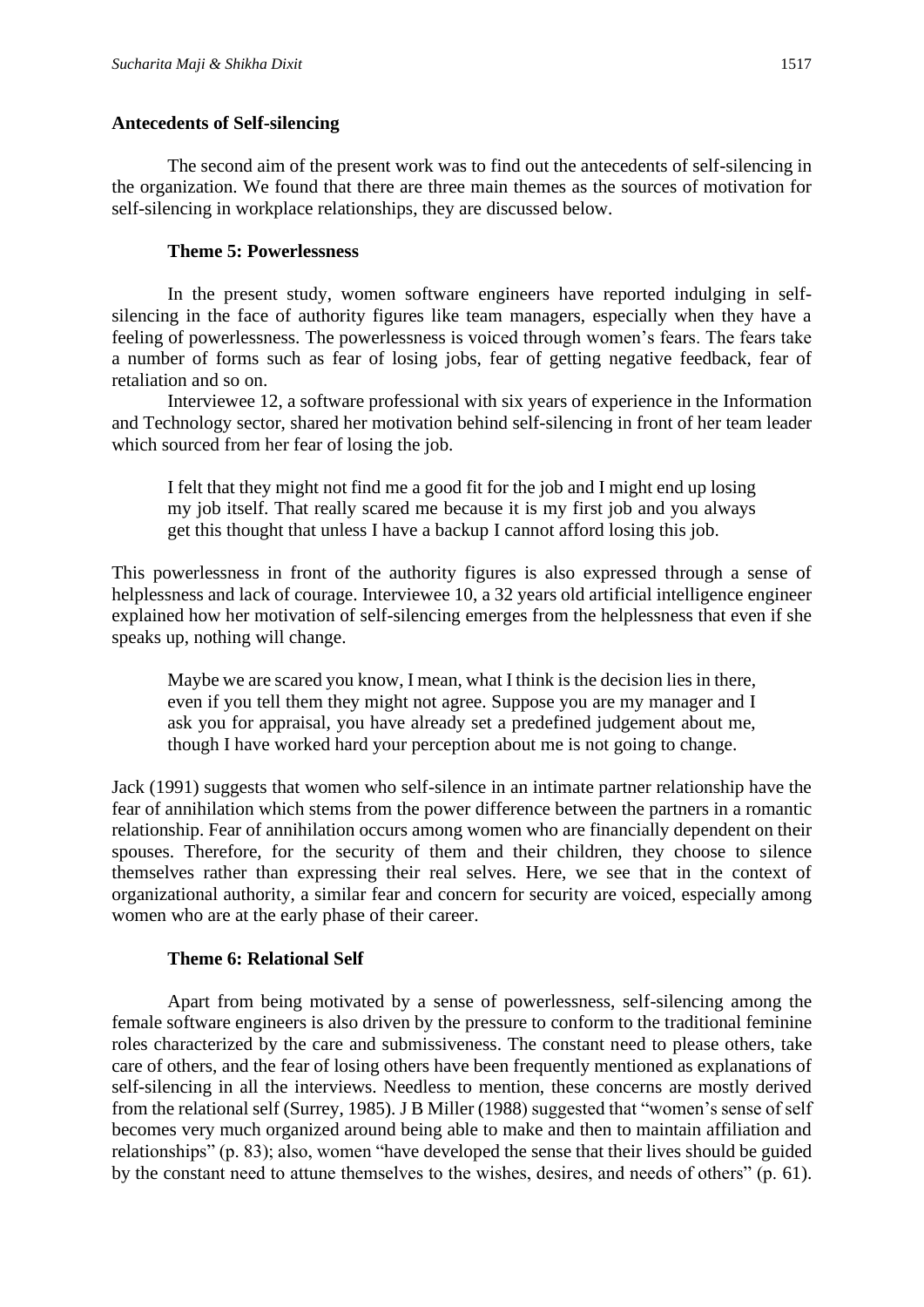### Antecedents of Self-silencing

The second aim of the present work was to find out the antecedents of self-silencing in the organization. We found that there are three main themes as the sources of motivation for self-silencing in workplace relationships, they are discussed below.

#### Theme 5: Powerlessness

In the present study, women software engineers have reported indulging in self-silencing in the face of authority figures like team managers, especially when they have a feeling of powerlessness. The powerlessness is voiced through women's fears. The fears take a number of forms such as fear of losing jobs, fear of getting negative feedback, fear of retaliation and so on.

Interviewee 12, a software professional with six years of experience in the Information and Technology sector, shared her motivation behind self-silencing in front of her team leader which sourced from her fear of losing the job.

> I felt that they might not find me a good fit for the job and I might end up losing my job itself. That really scared me because it is my first job and you always get this thought that unless I have a backup I cannot afford losing this job.

This powerlessness in front of the authority figures is also expressed through a sense of helplessness and lack of courage. Interviewee 10, a 32 years old artificial intelligence engineer explained how her motivation of self-silencing emerges from the helplessness that even if she speaks up, nothing will change.

> Maybe we are scared you know, I mean, what I think is the decision lies in there, even if you tell them they might not agree. Suppose you are my manager and I ask you for appraisal, you have already set a predefined judgement about me, though I have worked hard your perception about me is not going to change.

Jack (1991) suggests that women who self-silence in an intimate partner relationship have the fear of annihilation which stems from the power difference between the partners in a romantic relationship. Fear of annihilation occurs among women who are financially dependent on their spouses. Therefore, for the security of them and their children, they choose to silence themselves rather than expressing their real selves. Here, we see that in the context of organizational authority, a similar fear and concern for security are voiced, especially among women who are at the early phase of their career.

#### Theme 6: Relational Self

Apart from being motivated by a sense of powerlessness, self-silencing among the female software engineers is also driven by the pressure to conform to the traditional feminine roles characterized by the care and submissiveness. The constant need to please others, take care of others, and the fear of losing others have been frequently mentioned as explanations of self-silencing in all the interviews. Needless to mention, these concerns are mostly derived from the relational self (Surrey, 1985). J B Miller (1988) suggested that "women's sense of self becomes very much organized around being able to make and then to maintain affiliation and relationships" (p. 83); also, women "have developed the sense that their lives should be guided by the constant need to attune themselves to the wishes, desires, and needs of others" (p. 61).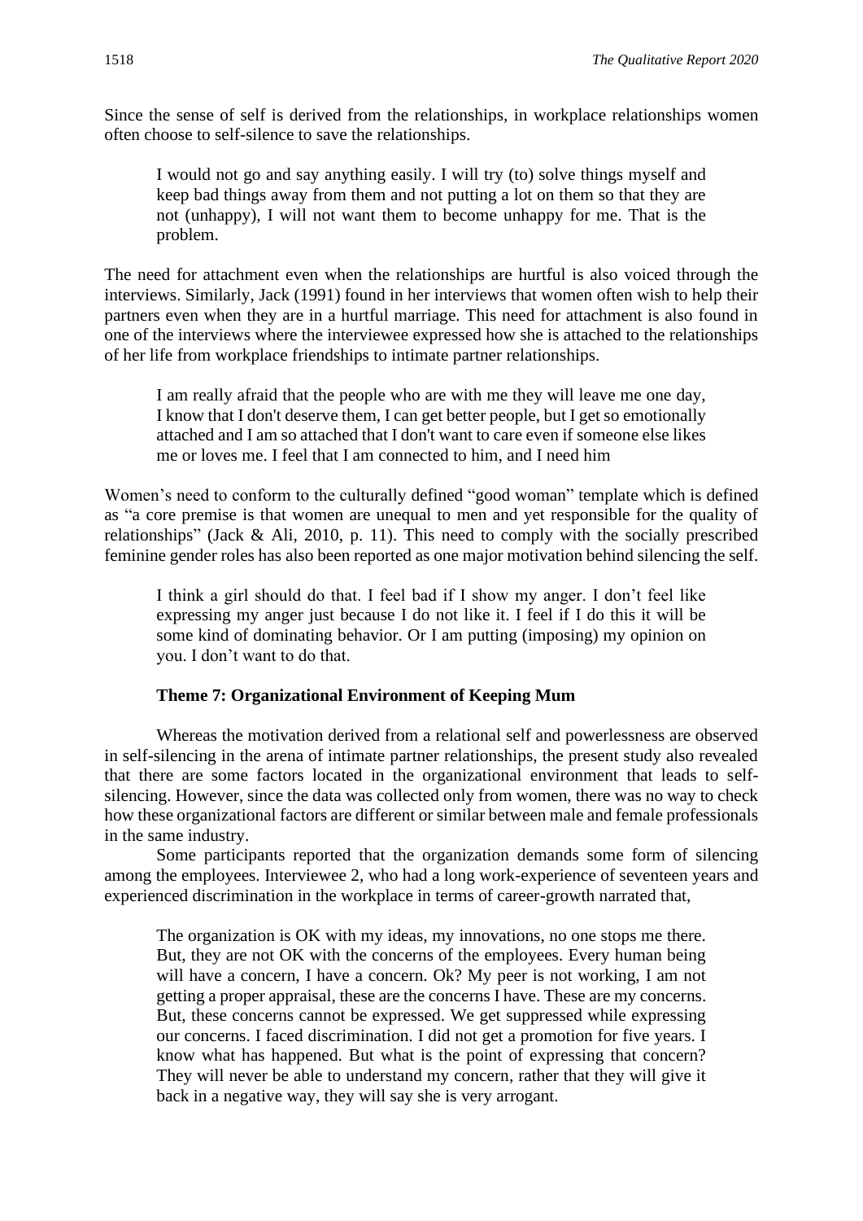Since the sense of self is derived from the relationships, in workplace relationships women often choose to self-silence to save the relationships.

> I would not go and say anything easily. I will try (to) solve things myself and keep bad things away from them and not putting a lot on them so that they are not (unhappy), I will not want them to become unhappy for me. That is the problem.

The need for attachment even when the relationships are hurtful is also voiced through the interviews. Similarly, Jack (1991) found in her interviews that women often wish to help their partners even when they are in a hurtful marriage. This need for attachment is also found in one of the interviews where the interviewee expressed how she is attached to the relationships of her life from workplace friendships to intimate partner relationships.

> I am really afraid that the people who are with me they will leave me one day, I know that I don't deserve them, I can get better people, but I get so emotionally attached and I am so attached that I don't want to care even if someone else likes me or loves me. I feel that I am connected to him, and I need him

Women's need to conform to the culturally defined "good woman" template which is defined as "a core premise is that women are unequal to men and yet responsible for the quality of relationships" (Jack & Ali, 2010, p. 11). This need to comply with the socially prescribed feminine gender roles has also been reported as one major motivation behind silencing the self.

> I think a girl should do that. I feel bad if I show my anger. I don't feel like expressing my anger just because I do not like it. I feel if I do this it will be some kind of dominating behavior. Or I am putting (imposing) my opinion on you. I don't want to do that.

**Theme 7: Organizational Environment of Keeping Mum**

Whereas the motivation derived from a relational self and powerlessness are observed in self-silencing in the arena of intimate partner relationships, the present study also revealed that there are some factors located in the organizational environment that leads to self-silencing. However, since the data was collected only from women, there was no way to check how these organizational factors are different or similar between male and female professionals in the same industry.

Some participants reported that the organization demands some form of silencing among the employees. Interviewee 2, who had a long work-experience of seventeen years and experienced discrimination in the workplace in terms of career-growth narrated that,

> The organization is OK with my ideas, my innovations, no one stops me there. But, they are not OK with the concerns of the employees. Every human being will have a concern, I have a concern. Ok? My peer is not working, I am not getting a proper appraisal, these are the concerns I have. These are my concerns. But, these concerns cannot be expressed. We get suppressed while expressing our concerns. I faced discrimination. I did not get a promotion for five years. I know what has happened. But what is the point of expressing that concern? They will never be able to understand my concern, rather that they will give it back in a negative way, they will say she is very arrogant.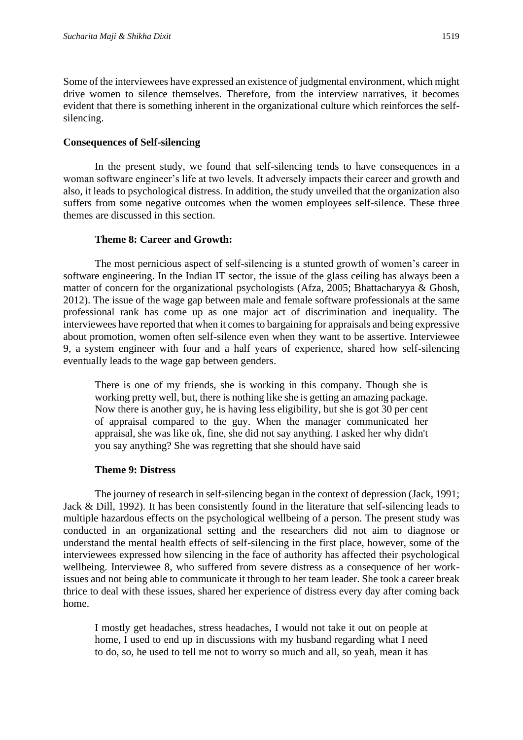Some of the interviewees have expressed an existence of judgmental environment, which might drive women to silence themselves. Therefore, from the interview narratives, it becomes evident that there is something inherent in the organizational culture which reinforces the self-silencing.

### Consequences of Self-silencing

In the present study, we found that self-silencing tends to have consequences in a woman software engineer's life at two levels. It adversely impacts their career and growth and also, it leads to psychological distress. In addition, the study unveiled that the organization also suffers from some negative outcomes when the women employees self-silence. These three themes are discussed in this section.

#### Theme 8: Career and Growth:

The most pernicious aspect of self-silencing is a stunted growth of women's career in software engineering. In the Indian IT sector, the issue of the glass ceiling has always been a matter of concern for the organizational psychologists (Afza, 2005; Bhattacharyya & Ghosh, 2012). The issue of the wage gap between male and female software professionals at the same professional rank has come up as one major act of discrimination and inequality. The interviewees have reported that when it comes to bargaining for appraisals and being expressive about promotion, women often self-silence even when they want to be assertive. Interviewee 9, a system engineer with four and a half years of experience, shared how self-silencing eventually leads to the wage gap between genders.

> There is one of my friends, she is working in this company. Though she is working pretty well, but, there is nothing like she is getting an amazing package. Now there is another guy, he is having less eligibility, but she is got 30 per cent of appraisal compared to the guy. When the manager communicated her appraisal, she was like ok, fine, she did not say anything. I asked her why didn't you say anything? She was regretting that she should have said

#### Theme 9: Distress

The journey of research in self-silencing began in the context of depression (Jack, 1991; Jack & Dill, 1992). It has been consistently found in the literature that self-silencing leads to multiple hazardous effects on the psychological wellbeing of a person. The present study was conducted in an organizational setting and the researchers did not aim to diagnose or understand the mental health effects of self-silencing in the first place, however, some of the interviewees expressed how silencing in the face of authority has affected their psychological wellbeing. Interviewee 8, who suffered from severe distress as a consequence of her work-issues and not being able to communicate it through to her team leader. She took a career break thrice to deal with these issues, shared her experience of distress every day after coming back home.

> I mostly get headaches, stress headaches, I would not take it out on people at home, I used to end up in discussions with my husband regarding what I need to do, so, he used to tell me not to worry so much and all, so yeah, mean it has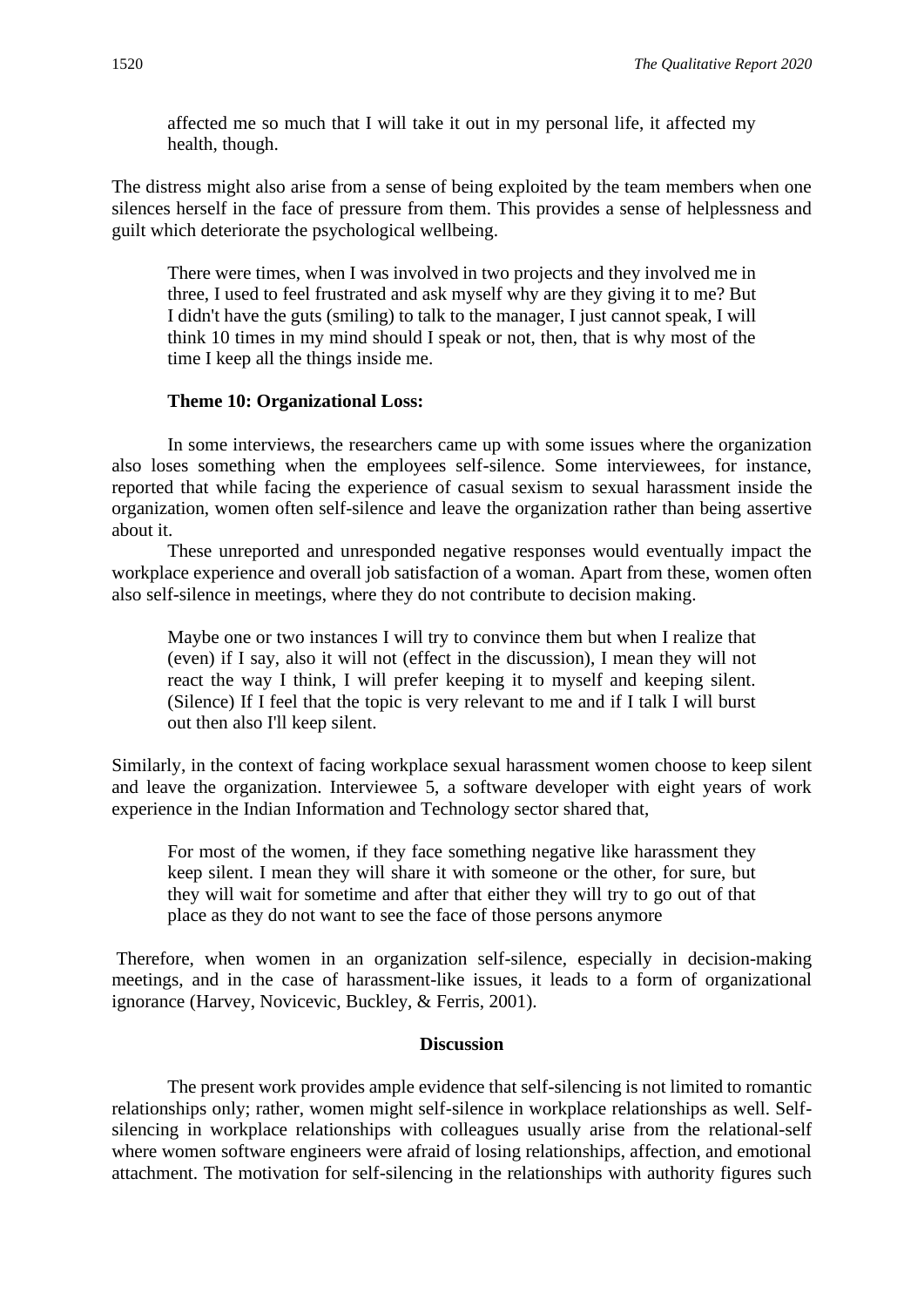> affected me so much that I will take it out in my personal life, it affected my health, though.

The distress might also arise from a sense of being exploited by the team members when one silences herself in the face of pressure from them. This provides a sense of helplessness and guilt which deteriorate the psychological wellbeing.

> There were times, when I was involved in two projects and they involved me in three, I used to feel frustrated and ask myself why are they giving it to me? But I didn't have the guts (smiling) to talk to the manager, I just cannot speak, I will think 10 times in my mind should I speak or not, then, that is why most of the time I keep all the things inside me.

**Theme 10: Organizational Loss:**

In some interviews, the researchers came up with some issues where the organization also loses something when the employees self-silence. Some interviewees, for instance, reported that while facing the experience of casual sexism to sexual harassment inside the organization, women often self-silence and leave the organization rather than being assertive about it.

These unreported and unresponded negative responses would eventually impact the workplace experience and overall job satisfaction of a woman. Apart from these, women often also self-silence in meetings, where they do not contribute to decision making.

> Maybe one or two instances I will try to convince them but when I realize that (even) if I say, also it will not (effect in the discussion), I mean they will not react the way I think, I will prefer keeping it to myself and keeping silent. (Silence) If I feel that the topic is very relevant to me and if I talk I will burst out then also I'll keep silent.

Similarly, in the context of facing workplace sexual harassment women choose to keep silent and leave the organization. Interviewee 5, a software developer with eight years of work experience in the Indian Information and Technology sector shared that,

> For most of the women, if they face something negative like harassment they keep silent. I mean they will share it with someone or the other, for sure, but they will wait for sometime and after that either they will try to go out of that place as they do not want to see the face of those persons anymore

Therefore, when women in an organization self-silence, especially in decision-making meetings, and in the case of harassment-like issues, it leads to a form of organizational ignorance (Harvey, Novicevic, Buckley, & Ferris, 2001).

## Discussion

The present work provides ample evidence that self-silencing is not limited to romantic relationships only; rather, women might self-silence in workplace relationships as well. Self-silencing in workplace relationships with colleagues usually arise from the relational-self where women software engineers were afraid of losing relationships, affection, and emotional attachment. The motivation for self-silencing in the relationships with authority figures such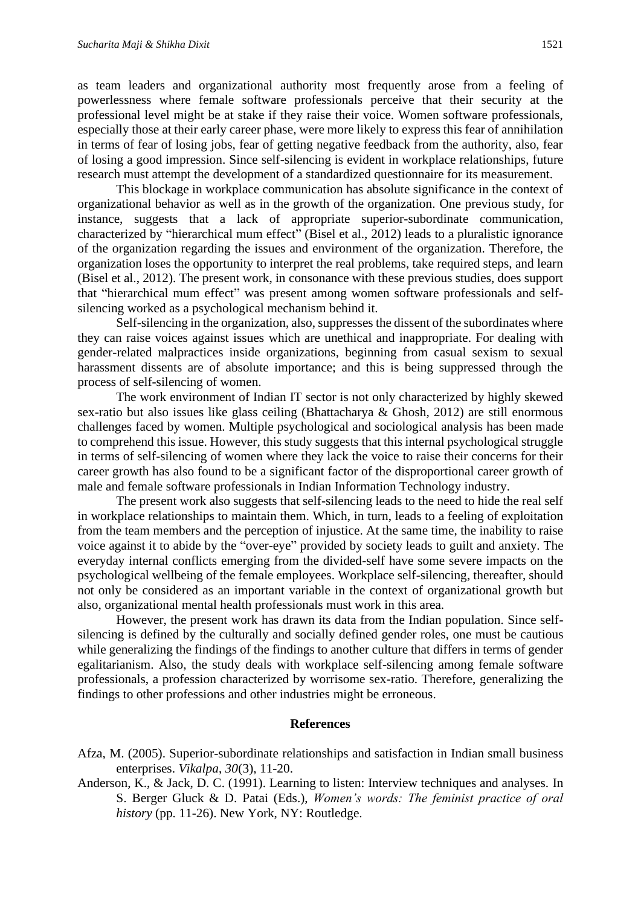as team leaders and organizational authority most frequently arose from a feeling of powerlessness where female software professionals perceive that their security at the professional level might be at stake if they raise their voice. Women software professionals, especially those at their early career phase, were more likely to express this fear of annihilation in terms of fear of losing jobs, fear of getting negative feedback from the authority, also, fear of losing a good impression. Since self-silencing is evident in workplace relationships, future research must attempt the development of a standardized questionnaire for its measurement.

This blockage in workplace communication has absolute significance in the context of organizational behavior as well as in the growth of the organization. One previous study, for instance, suggests that a lack of appropriate superior-subordinate communication, characterized by "hierarchical mum effect" (Bisel et al., 2012) leads to a pluralistic ignorance of the organization regarding the issues and environment of the organization. Therefore, the organization loses the opportunity to interpret the real problems, take required steps, and learn (Bisel et al., 2012). The present work, in consonance with these previous studies, does support that "hierarchical mum effect" was present among women software professionals and self-silencing worked as a psychological mechanism behind it.

Self-silencing in the organization, also, suppresses the dissent of the subordinates where they can raise voices against issues which are unethical and inappropriate. For dealing with gender-related malpractices inside organizations, beginning from casual sexism to sexual harassment dissents are of absolute importance; and this is being suppressed through the process of self-silencing of women.

The work environment of Indian IT sector is not only characterized by highly skewed sex-ratio but also issues like glass ceiling (Bhattacharya & Ghosh, 2012) are still enormous challenges faced by women. Multiple psychological and sociological analysis has been made to comprehend this issue. However, this study suggests that this internal psychological struggle in terms of self-silencing of women where they lack the voice to raise their concerns for their career growth has also found to be a significant factor of the disproportional career growth of male and female software professionals in Indian Information Technology industry.

The present work also suggests that self-silencing leads to the need to hide the real self in workplace relationships to maintain them. Which, in turn, leads to a feeling of exploitation from the team members and the perception of injustice. At the same time, the inability to raise voice against it to abide by the "over-eye" provided by society leads to guilt and anxiety. The everyday internal conflicts emerging from the divided-self have some severe impacts on the psychological wellbeing of the female employees. Workplace self-silencing, thereafter, should not only be considered as an important variable in the context of organizational growth but also, organizational mental health professionals must work in this area.

However, the present work has drawn its data from the Indian population. Since self-silencing is defined by the culturally and socially defined gender roles, one must be cautious while generalizing the findings of the findings to another culture that differs in terms of gender egalitarianism. Also, the study deals with workplace self-silencing among female software professionals, a profession characterized by worrisome sex-ratio. Therefore, generalizing the findings to other professions and other industries might be erroneous.

## References

Afza, M. (2005). Superior-subordinate relationships and satisfaction in Indian small business enterprises. *Vikalpa*, *30*(3), 11-20.

Anderson, K., & Jack, D. C. (1991). Learning to listen: Interview techniques and analyses. In S. Berger Gluck & D. Patai (Eds.), *Women's words: The feminist practice of oral history* (pp. 11-26). New York, NY: Routledge.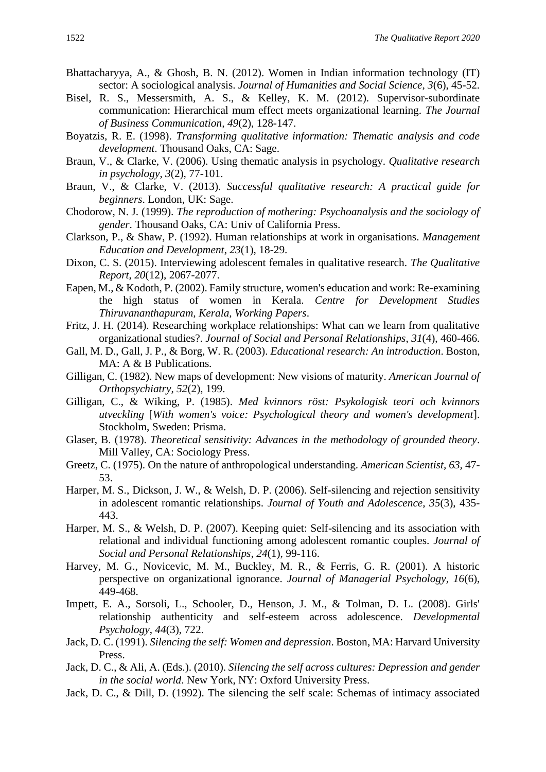Bhattacharyya, A., & Ghosh, B. N. (2012). Women in Indian information technology (IT) sector: A sociological analysis. *Journal of Humanities and Social Science, 3*(6), 45-52.

Bisel, R. S., Messersmith, A. S., & Kelley, K. M. (2012). Supervisor-subordinate communication: Hierarchical mum effect meets organizational learning. *The Journal of Business Communication, 49*(2), 128-147.

Boyatzis, R. E. (1998). *Transforming qualitative information: Thematic analysis and code development*. Thousand Oaks, CA: Sage.

Braun, V., & Clarke, V. (2006). Using thematic analysis in psychology. *Qualitative research in psychology, 3*(2), 77-101.

Braun, V., & Clarke, V. (2013). *Successful qualitative research: A practical guide for beginners*. London, UK: Sage.

Chodorow, N. J. (1999). *The reproduction of mothering: Psychoanalysis and the sociology of gender*. Thousand Oaks, CA: Univ of California Press.

Clarkson, P., & Shaw, P. (1992). Human relationships at work in organisations. *Management Education and Development, 23*(1), 18-29.

Dixon, C. S. (2015). Interviewing adolescent females in qualitative research. *The Qualitative Report, 20*(12), 2067-2077.

Eapen, M., & Kodoth, P. (2002). Family structure, women's education and work: Re-examining the high status of women in Kerala. *Centre for Development Studies Thiruvananthapuram, Kerala, Working Papers*.

Fritz, J. H. (2014). Researching workplace relationships: What can we learn from qualitative organizational studies?. *Journal of Social and Personal Relationships, 31*(4), 460-466.

Gall, M. D., Gall, J. P., & Borg, W. R. (2003). *Educational research: An introduction*. Boston, MA: A & B Publications.

Gilligan, C. (1982). New maps of development: New visions of maturity. *American Journal of Orthopsychiatry, 52*(2), 199.

Gilligan, C., & Wiking, P. (1985). *Med kvinnors röst: Psykologisk teori och kvinnors utveckling* [*With women's voice: Psychological theory and women's development*]. Stockholm, Sweden: Prisma.

Glaser, B. (1978). *Theoretical sensitivity: Advances in the methodology of grounded theory*. Mill Valley, CA: Sociology Press.

Greetz, C. (1975). On the nature of anthropological understanding. *American Scientist, 63*, 47-53.

Harper, M. S., Dickson, J. W., & Welsh, D. P. (2006). Self-silencing and rejection sensitivity in adolescent romantic relationships. *Journal of Youth and Adolescence, 35*(3), 435-443.

Harper, M. S., & Welsh, D. P. (2007). Keeping quiet: Self-silencing and its association with relational and individual functioning among adolescent romantic couples. *Journal of Social and Personal Relationships, 24*(1), 99-116.

Harvey, M. G., Novicevic, M. M., Buckley, M. R., & Ferris, G. R. (2001). A historic perspective on organizational ignorance. *Journal of Managerial Psychology, 16*(6), 449-468.

Impett, E. A., Sorsoli, L., Schooler, D., Henson, J. M., & Tolman, D. L. (2008). Girls' relationship authenticity and self-esteem across adolescence. *Developmental Psychology, 44*(3), 722.

Jack, D. C. (1991). *Silencing the self: Women and depression*. Boston, MA: Harvard University Press.

Jack, D. C., & Ali, A. (Eds.). (2010). *Silencing the self across cultures: Depression and gender in the social world*. New York, NY: Oxford University Press.

Jack, D. C., & Dill, D. (1992). The silencing the self scale: Schemas of intimacy associated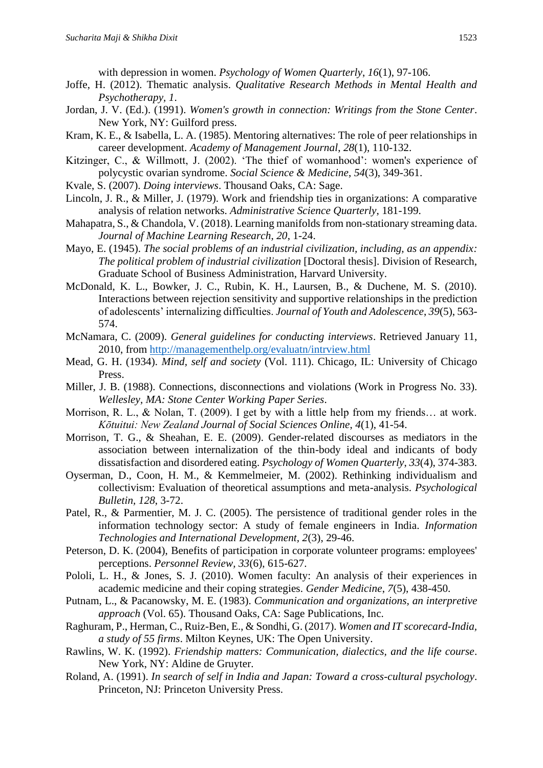with depression in women. *Psychology of Women Quarterly*, *16*(1), 97-106.

Joffe, H. (2012). Thematic analysis. *Qualitative Research Methods in Mental Health and Psychotherapy, 1*.

Jordan, J. V. (Ed.). (1991). *Women's growth in connection: Writings from the Stone Center*. New York, NY: Guilford press.

Kram, K. E., & Isabella, L. A. (1985). Mentoring alternatives: The role of peer relationships in career development. *Academy of Management Journal*, *28*(1), 110-132.

Kitzinger, C., & Willmott, J. (2002). 'The thief of womanhood': women's experience of polycystic ovarian syndrome. *Social Science & Medicine*, *54*(3), 349-361.

Kvale, S. (2007). *Doing interviews*. Thousand Oaks, CA: Sage.

Lincoln, J. R., & Miller, J. (1979). Work and friendship ties in organizations: A comparative analysis of relation networks. *Administrative Science Quarterly*, 181-199.

Mahapatra, S., & Chandola, V. (2018). Learning manifolds from non-stationary streaming data. *Journal of Machine Learning Research, 20*, 1-24.

Mayo, E. (1945). *The social problems of an industrial civilization, including, as an appendix: The political problem of industrial civilization* [Doctoral thesis]. Division of Research, Graduate School of Business Administration, Harvard University.

McDonald, K. L., Bowker, J. C., Rubin, K. H., Laursen, B., & Duchene, M. S. (2010). Interactions between rejection sensitivity and supportive relationships in the prediction of adolescents' internalizing difficulties. *Journal of Youth and Adolescence*, *39*(5), 563-574.

McNamara, C. (2009). *General guidelines for conducting interviews*. Retrieved January 11, 2010, from http://managementhelp.org/evaluatn/intrview.html

Mead, G. H. (1934). *Mind, self and society* (Vol. 111). Chicago, IL: University of Chicago Press.

Miller, J. B. (1988). Connections, disconnections and violations (Work in Progress No. 33). *Wellesley, MA: Stone Center Working Paper Series*.

Morrison, R. L., & Nolan, T. (2009). I get by with a little help from my friends… at work. *Kōtuitui: New Zealand Journal of Social Sciences Online*, *4*(1), 41-54.

Morrison, T. G., & Sheahan, E. E. (2009). Gender-related discourses as mediators in the association between internalization of the thin-body ideal and indicants of body dissatisfaction and disordered eating. *Psychology of Women Quarterly*, *33*(4), 374-383.

Oyserman, D., Coon, H. M., & Kemmelmeier, M. (2002). Rethinking individualism and collectivism: Evaluation of theoretical assumptions and meta-analysis. *Psychological Bulletin*, *128*, 3-72.

Patel, R., & Parmentier, M. J. C. (2005). The persistence of traditional gender roles in the information technology sector: A study of female engineers in India. *Information Technologies and International Development*, *2*(3), 29-46.

Peterson, D. K. (2004), Benefits of participation in corporate volunteer programs: employees' perceptions. *Personnel Review*, *33*(6), 615-627.

Pololi, L. H., & Jones, S. J. (2010). Women faculty: An analysis of their experiences in academic medicine and their coping strategies. *Gender Medicine*, *7*(5), 438-450.

Putnam, L., & Pacanowsky, M. E. (1983). *Communication and organizations, an interpretive approach* (Vol. 65). Thousand Oaks, CA: Sage Publications, Inc.

Raghuram, P., Herman, C., Ruiz-Ben, E., & Sondhi, G. (2017). *Women and IT scorecard-India, a study of 55 firms*. Milton Keynes, UK: The Open University.

Rawlins, W. K. (1992). *Friendship matters: Communication, dialectics, and the life course*. New York, NY: Aldine de Gruyter.

Roland, A. (1991). *In search of self in India and Japan: Toward a cross-cultural psychology*. Princeton, NJ: Princeton University Press.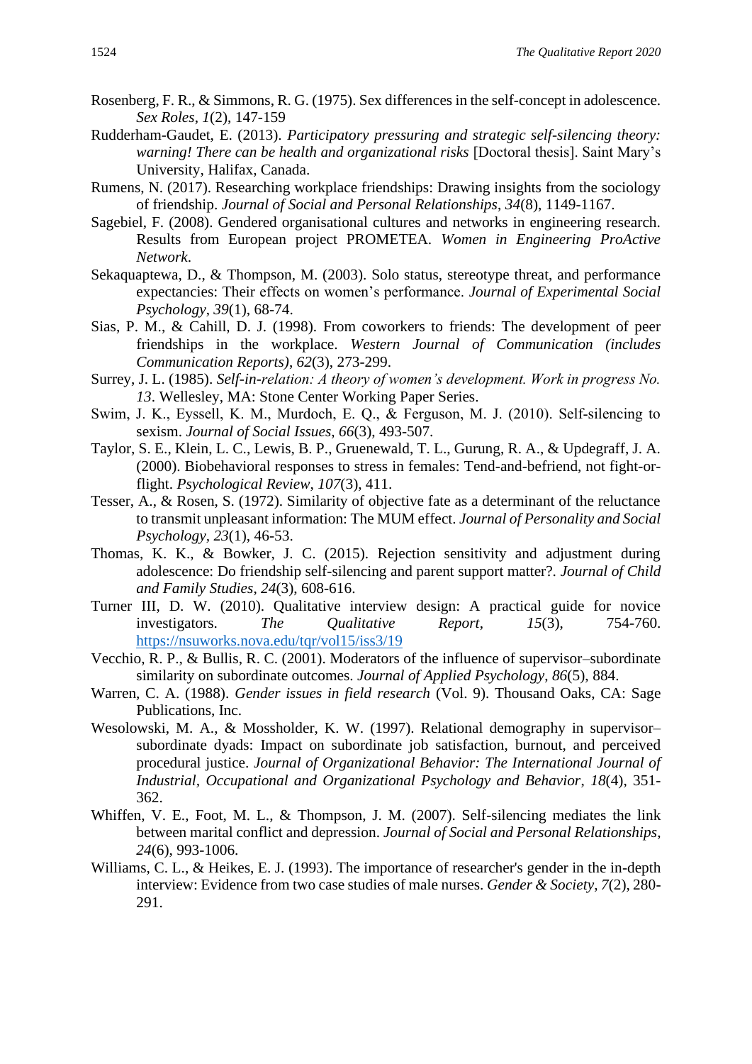Rosenberg, F. R., & Simmons, R. G. (1975). Sex differences in the self-concept in adolescence. *Sex Roles*, *1*(2), 147-159

Rudderham-Gaudet, E. (2013). *Participatory pressuring and strategic self-silencing theory: warning! There can be health and organizational risks* [Doctoral thesis]. Saint Mary's University, Halifax, Canada.

Rumens, N. (2017). Researching workplace friendships: Drawing insights from the sociology of friendship. *Journal of Social and Personal Relationships*, *34*(8), 1149-1167.

Sagebiel, F. (2008). Gendered organisational cultures and networks in engineering research. Results from European project PROMETEA. *Women in Engineering ProActive Network*.

Sekaquaptewa, D., & Thompson, M. (2003). Solo status, stereotype threat, and performance expectancies: Their effects on women's performance. *Journal of Experimental Social Psychology*, *39*(1), 68-74.

Sias, P. M., & Cahill, D. J. (1998). From coworkers to friends: The development of peer friendships in the workplace. *Western Journal of Communication (includes Communication Reports)*, *62*(3), 273-299.

Surrey, J. L. (1985). *Self-in-relation: A theory of women's development. Work in progress No. 13*. Wellesley, MA: Stone Center Working Paper Series.

Swim, J. K., Eyssell, K. M., Murdoch, E. Q., & Ferguson, M. J. (2010). Self-silencing to sexism. *Journal of Social Issues*, *66*(3), 493-507.

Taylor, S. E., Klein, L. C., Lewis, B. P., Gruenewald, T. L., Gurung, R. A., & Updegraff, J. A. (2000). Biobehavioral responses to stress in females: Tend-and-befriend, not fight-or-flight. *Psychological Review*, *107*(3), 411.

Tesser, A., & Rosen, S. (1972). Similarity of objective fate as a determinant of the reluctance to transmit unpleasant information: The MUM effect. *Journal of Personality and Social Psychology*, *23*(1), 46-53.

Thomas, K. K., & Bowker, J. C. (2015). Rejection sensitivity and adjustment during adolescence: Do friendship self-silencing and parent support matter?. *Journal of Child and Family Studies*, *24*(3), 608-616.

Turner III, D. W. (2010). Qualitative interview design: A practical guide for novice investigators. *The Qualitative Report*, *15*(3), 754-760. https://nsuworks.nova.edu/tqr/vol15/iss3/19

Vecchio, R. P., & Bullis, R. C. (2001). Moderators of the influence of supervisor–subordinate similarity on subordinate outcomes. *Journal of Applied Psychology*, *86*(5), 884.

Warren, C. A. (1988). *Gender issues in field research* (Vol. 9). Thousand Oaks, CA: Sage Publications, Inc.

Wesolowski, M. A., & Mossholder, K. W. (1997). Relational demography in supervisor–subordinate dyads: Impact on subordinate job satisfaction, burnout, and perceived procedural justice. *Journal of Organizational Behavior: The International Journal of Industrial, Occupational and Organizational Psychology and Behavior*, *18*(4), 351-362.

Whiffen, V. E., Foot, M. L., & Thompson, J. M. (2007). Self-silencing mediates the link between marital conflict and depression. *Journal of Social and Personal Relationships*, *24*(6), 993-1006.

Williams, C. L., & Heikes, E. J. (1993). The importance of researcher's gender in the in-depth interview: Evidence from two case studies of male nurses. *Gender & Society*, *7*(2), 280-291.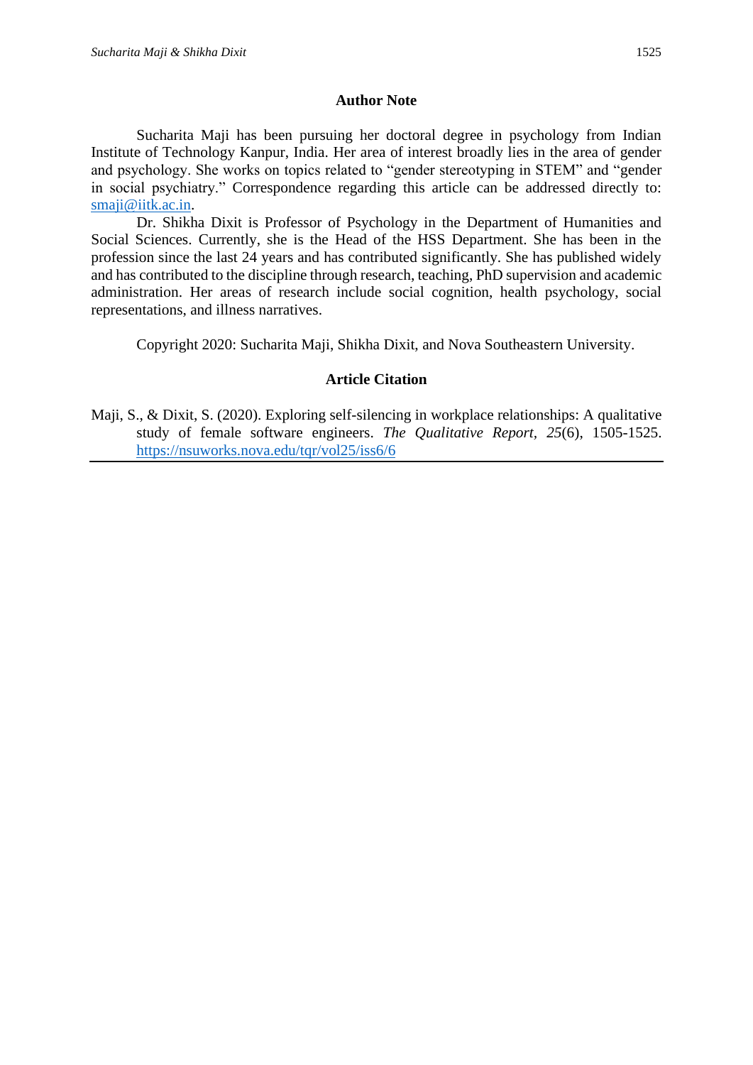## Author Note

Sucharita Maji has been pursuing her doctoral degree in psychology from Indian Institute of Technology Kanpur, India. Her area of interest broadly lies in the area of gender and psychology. She works on topics related to "gender stereotyping in STEM" and "gender in social psychiatry." Correspondence regarding this article can be addressed directly to: smaji@iitk.ac.in.

Dr. Shikha Dixit is Professor of Psychology in the Department of Humanities and Social Sciences. Currently, she is the Head of the HSS Department. She has been in the profession since the last 24 years and has contributed significantly. She has published widely and has contributed to the discipline through research, teaching, PhD supervision and academic administration. Her areas of research include social cognition, health psychology, social representations, and illness narratives.

Copyright 2020: Sucharita Maji, Shikha Dixit, and Nova Southeastern University.

## Article Citation

Maji, S., & Dixit, S. (2020). Exploring self-silencing in workplace relationships: A qualitative study of female software engineers. *The Qualitative Report*, *25*(6), 1505-1525. https://nsuworks.nova.edu/tqr/vol25/iss6/6